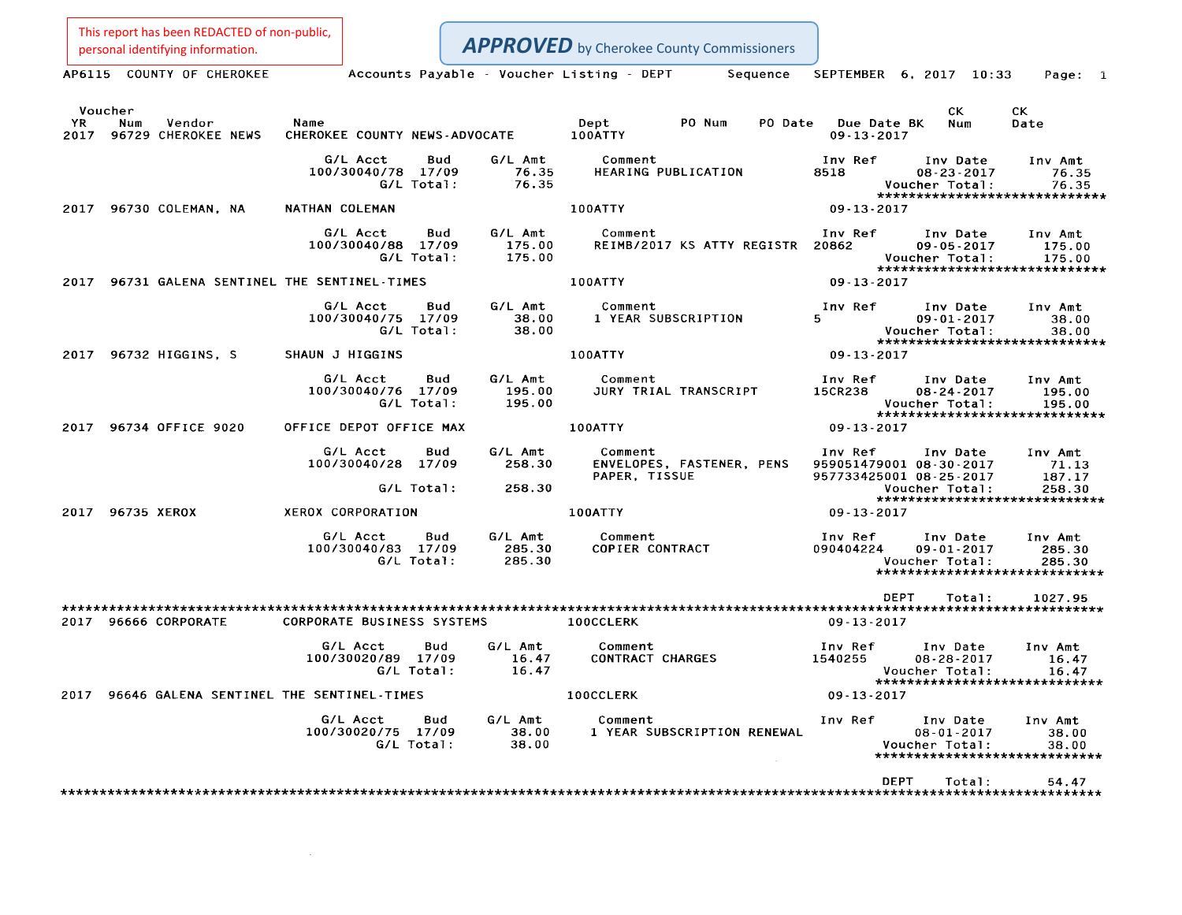This report has been REDACTED of non-public, personal identifying information.

***APPROVED*** by Cherokee County Commissioners

AP6115 COUNTY OF CHEROKEE Accounts Payable - Voucher Listing - DEPT Sequence SEPTEMBER 6, 2017 10:33

| Voucher YR | Num | Vendor | Name | Dept | PO Num | PO Date | Due Date BK | CK Num | CK Date |
|---|---|---|---|---|---|---|---|---|---|
| 2017 | 96729 | CHEROKEE NEWS | CHEROKEE COUNTY NEWS-ADVOCATE | 100ATTY | | | 09-13-2017 | | |

| G/L Acct | Bud | G/L Amt | Comment | Inv Ref | Inv Date | Inv Amt |
|---|---|---|---|---|---|---|
| 100/30040/78 | 17/09 | 76.35 | HEARING PUBLICATION | 8518 | 08-23-2017 | 76.35 |
| | G/L Total: | 76.35 | | | Voucher Total: | 76.35 |

| Voucher YR | Num | Vendor | Name | Dept | Due Date BK |
|---|---|---|---|---|---|
| 2017 | 96730 | COLEMAN, NA | NATHAN COLEMAN | 100ATTY | 09-13-2017 |

| G/L Acct | Bud | G/L Amt | Comment | Inv Ref | Inv Date | Inv Amt |
|---|---|---|---|---|---|---|
| 100/30040/88 | 17/09 | 175.00 | REIMB/2017 KS ATTY REGISTR | 20862 | 09-05-2017 | 175.00 |
| | G/L Total: | 175.00 | | | Voucher Total: | 175.00 |

| Voucher YR | Num | Vendor | Name | Dept | Due Date BK |
|---|---|---|---|---|---|
| 2017 | 96731 | GALENA SENTINEL | THE SENTINEL-TIMES | 100ATTY | 09-13-2017 |

| G/L Acct | Bud | G/L Amt | Comment | Inv Ref | Inv Date | Inv Amt |
|---|---|---|---|---|---|---|
| 100/30040/75 | 17/09 | 38.00 | 1 YEAR SUBSCRIPTION | 5 | 09-01-2017 | 38.00 |
| | G/L Total: | 38.00 | | | Voucher Total: | 38.00 |

| Voucher YR | Num | Vendor | Name | Dept | Due Date BK |
|---|---|---|---|---|---|
| 2017 | 96732 | HIGGINS, S | SHAUN J HIGGINS | 100ATTY | 09-13-2017 |

| G/L Acct | Bud | G/L Amt | Comment | Inv Ref | Inv Date | Inv Amt |
|---|---|---|---|---|---|---|
| 100/30040/76 | 17/09 | 195.00 | JURY TRIAL TRANSCRIPT | 15CR238 | 08-24-2017 | 195.00 |
| | G/L Total: | 195.00 | | | Voucher Total: | 195.00 |

| Voucher YR | Num | Vendor | Name | Dept | Due Date BK |
|---|---|---|---|---|---|
| 2017 | 96734 | OFFICE 9020 | OFFICE DEPOT OFFICE MAX | 100ATTY | 09-13-2017 |

| G/L Acct | Bud | G/L Amt | Comment | Inv Ref | Inv Date | Inv Amt |
|---|---|---|---|---|---|---|
| 100/30040/28 | 17/09 | 258.30 | ENVELOPES, FASTENER, PENS | 959051479001 | 08-30-2017 | 71.13 |
| | | | PAPER, TISSUE | 957733425001 | 08-25-2017 | 187.17 |
| | G/L Total: | 258.30 | | | Voucher Total: | 258.30 |

| Voucher YR | Num | Vendor | Name | Dept | Due Date BK |
|---|---|---|---|---|---|
| 2017 | 96735 | XEROX | XEROX CORPORATION | 100ATTY | 09-13-2017 |

| G/L Acct | Bud | G/L Amt | Comment | Inv Ref | Inv Date | Inv Amt |
|---|---|---|---|---|---|---|
| 100/30040/83 | 17/09 | 285.30 | COPIER CONTRACT | 090404224 | 09-01-2017 | 285.30 |
| | G/L Total: | 285.30 | | | Voucher Total: | 285.30 |

DEPT Total: 1027.95

| Voucher YR | Num | Vendor | Name | Dept | Due Date BK |
|---|---|---|---|---|---|
| 2017 | 96666 | CORPORATE | CORPORATE BUSINESS SYSTEMS | 100CCLERK | 09-13-2017 |

| G/L Acct | Bud | G/L Amt | Comment | Inv Ref | Inv Date | Inv Amt |
|---|---|---|---|---|---|---|
| 100/30020/89 | 17/09 | 16.47 | CONTRACT CHARGES | 1540255 | 08-28-2017 | 16.47 |
| | G/L Total: | 16.47 | | | Voucher Total: | 16.47 |

| Voucher YR | Num | Vendor | Name | Dept | Due Date BK |
|---|---|---|---|---|---|
| 2017 | 96646 | GALENA SENTINEL | THE SENTINEL-TIMES | 100CCLERK | 09-13-2017 |

| G/L Acct | Bud | G/L Amt | Comment | Inv Ref | Inv Date | Inv Amt |
|---|---|---|---|---|---|---|
| 100/30020/75 | 17/09 | 38.00 | 1 YEAR SUBSCRIPTION RENEWAL | | 08-01-2017 | 38.00 |
| | G/L Total: | 38.00 | | | Voucher Total: | 38.00 |

DEPT Total: 54.47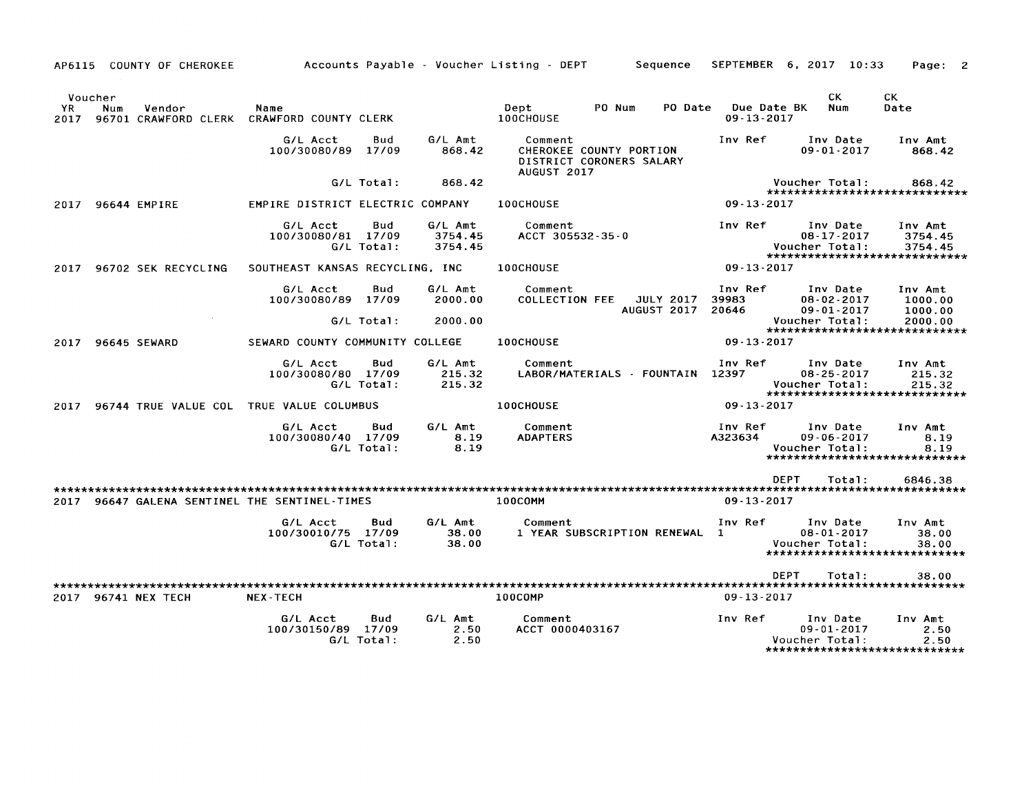AP6115 COUNTY OF CHEROKEE — Accounts Payable - Voucher Listing - DEPT — Sequence — SEPTEMBER 6, 2017 10:33

| Voucher YR | Num | Vendor | Name | Dept | PO Num | PO Date | Due Date BK | CK Num | CK Date |
|---|---|---|---|---|---|---|---|---|---|
| 2017 | 96701 | CRAWFORD CLERK | CRAWFORD COUNTY CLERK | 100CHOUSE | | | 09-13-2017 | | |

| G/L Acct | Bud | G/L Amt | Comment | Inv Ref | Inv Date | Inv Amt |
|---|---|---|---|---|---|---|
| 100/30080/89 | 17/09 | 868.42 | CHEROKEE COUNTY PORTION DISTRICT CORONERS SALARY AUGUST 2017 | | 09-01-2017 | 868.42 |
| | G/L Total: | 868.42 | | | Voucher Total: | 868.42 |

| YR | Num | Vendor | Name | Dept | Due Date |
|---|---|---|---|---|---|
| 2017 | 96644 | EMPIRE | EMPIRE DISTRICT ELECTRIC COMPANY | 100CHOUSE | 09-13-2017 |

| G/L Acct | Bud | G/L Amt | Comment | Inv Ref | Inv Date | Inv Amt |
|---|---|---|---|---|---|---|
| 100/30080/81 | 17/09 | 3754.45 | ACCT 305532-35-0 | | 08-17-2017 | 3754.45 |
| | G/L Total: | 3754.45 | | | Voucher Total: | 3754.45 |

| YR | Num | Vendor | Name | Dept | Due Date |
|---|---|---|---|---|---|
| 2017 | 96702 | SEK RECYCLING | SOUTHEAST KANSAS RECYCLING, INC | 100CHOUSE | 09-13-2017 |

| G/L Acct | Bud | G/L Amt | Comment | Inv Ref | Inv Date | Inv Amt |
|---|---|---|---|---|---|---|
| 100/30080/89 | 17/09 | 2000.00 | COLLECTION FEE JULY 2017 | 39983 | 08-02-2017 | 1000.00 |
| | | | AUGUST 2017 | 20646 | 09-01-2017 | 1000.00 |
| | G/L Total: | 2000.00 | | | Voucher Total: | 2000.00 |

| YR | Num | Vendor | Name | Dept | Due Date |
|---|---|---|---|---|---|
| 2017 | 96645 | SEWARD | SEWARD COUNTY COMMUNITY COLLEGE | 100CHOUSE | 09-13-2017 |

| G/L Acct | Bud | G/L Amt | Comment | Inv Ref | Inv Date | Inv Amt |
|---|---|---|---|---|---|---|
| 100/30080/80 | 17/09 | 215.32 | LABOR/MATERIALS - FOUNTAIN | 12397 | 08-25-2017 | 215.32 |
| | G/L Total: | 215.32 | | | Voucher Total: | 215.32 |

| YR | Num | Vendor | Name | Dept | Due Date |
|---|---|---|---|---|---|
| 2017 | 96744 | TRUE VALUE COL | TRUE VALUE COLUMBUS | 100CHOUSE | 09-13-2017 |

| G/L Acct | Bud | G/L Amt | Comment | Inv Ref | Inv Date | Inv Amt |
|---|---|---|---|---|---|---|
| 100/30080/40 | 17/09 | 8.19 | ADAPTERS | A323634 | 09-06-2017 | 8.19 |
| | G/L Total: | 8.19 | | | Voucher Total: | 8.19 |

DEPT Total: 6846.38

| YR | Num | Vendor | Name | Dept | Due Date |
|---|---|---|---|---|---|
| 2017 | 96647 | GALENA SENTINEL | THE SENTINEL-TIMES | 100COMM | 09-13-2017 |

| G/L Acct | Bud | G/L Amt | Comment | Inv Ref | Inv Date | Inv Amt |
|---|---|---|---|---|---|---|
| 100/30010/75 | 17/09 | 38.00 | 1 YEAR SUBSCRIPTION RENEWAL | 1 | 08-01-2017 | 38.00 |
| | G/L Total: | 38.00 | | | Voucher Total: | 38.00 |

DEPT Total: 38.00

| YR | Num | Vendor | Name | Dept | Due Date |
|---|---|---|---|---|---|
| 2017 | 96741 | NEX TECH | NEX-TECH | 100COMP | 09-13-2017 |

| G/L Acct | Bud | G/L Amt | Comment | Inv Ref | Inv Date | Inv Amt |
|---|---|---|---|---|---|---|
| 100/30150/89 | 17/09 | 2.50 | ACCT 0000403167 | | 09-01-2017 | 2.50 |
| | G/L Total: | 2.50 | | | Voucher Total: | 2.50 |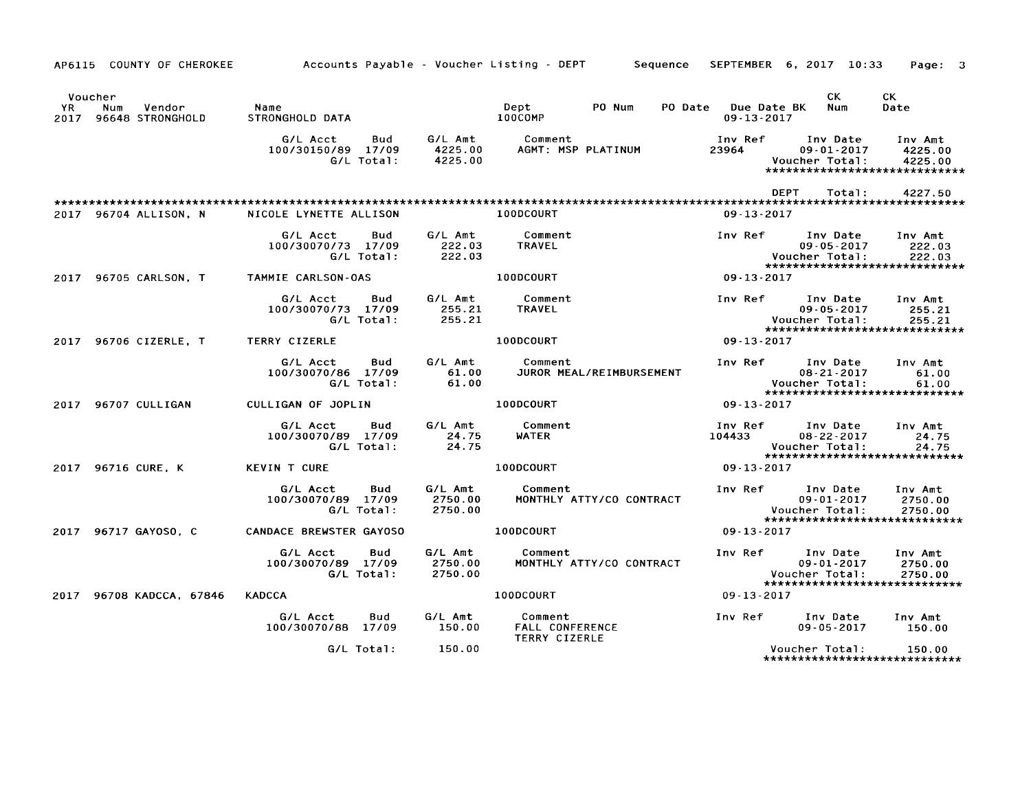AP6115 COUNTY OF CHEROKEE — Accounts Payable - Voucher Listing - DEPT — Sequence — SEPTEMBER 6, 2017 10:33

| Voucher YR | Num | Vendor | Name | Dept | PO Num | PO Date | Due Date BK | CK Num | CK Date |
|---|---|---|---|---|---|---|---|---|---|
| 2017 | 96648 | STRONGHOLD | STRONGHOLD DATA | 100COMP | | | 09-13-2017 | | |

| G/L Acct | Bud | G/L Amt | Comment | Inv Ref | Inv Date | Inv Amt |
|---|---|---|---|---|---|---|
| 100/30150/89 | 17/09 | 4225.00 | AGMT: MSP PLATINUM | 23964 | 09-01-2017 | 4225.00 |
| | G/L Total: | 4225.00 | | | Voucher Total: | 4225.00 |

DEPT Total: 4227.50

| Voucher YR | Num | Vendor | Name | Dept | Due Date |
|---|---|---|---|---|---|
| 2017 | 96704 | ALLISON, N | NICOLE LYNETTE ALLISON | 100DCOURT | 09-13-2017 |

| G/L Acct | Bud | G/L Amt | Comment | Inv Ref | Inv Date | Inv Amt |
|---|---|---|---|---|---|---|
| 100/30070/73 | 17/09 | 222.03 | TRAVEL | | 09-05-2017 | 222.03 |
| | G/L Total: | 222.03 | | | Voucher Total: | 222.03 |

| Voucher YR | Num | Vendor | Name | Dept | Due Date |
|---|---|---|---|---|---|
| 2017 | 96705 | CARLSON, T | TAMMIE CARLSON-OAS | 100DCOURT | 09-13-2017 |

| G/L Acct | Bud | G/L Amt | Comment | Inv Ref | Inv Date | Inv Amt |
|---|---|---|---|---|---|---|
| 100/30070/73 | 17/09 | 255.21 | TRAVEL | | 09-05-2017 | 255.21 |
| | G/L Total: | 255.21 | | | Voucher Total: | 255.21 |

| Voucher YR | Num | Vendor | Name | Dept | Due Date |
|---|---|---|---|---|---|
| 2017 | 96706 | CIZERLE, T | TERRY CIZERLE | 100DCOURT | 09-13-2017 |

| G/L Acct | Bud | G/L Amt | Comment | Inv Ref | Inv Date | Inv Amt |
|---|---|---|---|---|---|---|
| 100/30070/86 | 17/09 | 61.00 | JUROR MEAL/REIMBURSEMENT | | 08-21-2017 | 61.00 |
| | G/L Total: | 61.00 | | | Voucher Total: | 61.00 |

| Voucher YR | Num | Vendor | Name | Dept | Due Date |
|---|---|---|---|---|---|
| 2017 | 96707 | CULLIGAN | CULLIGAN OF JOPLIN | 100DCOURT | 09-13-2017 |

| G/L Acct | Bud | G/L Amt | Comment | Inv Ref | Inv Date | Inv Amt |
|---|---|---|---|---|---|---|
| 100/30070/89 | 17/09 | 24.75 | WATER | 104433 | 08-22-2017 | 24.75 |
| | G/L Total: | 24.75 | | | Voucher Total: | 24.75 |

| Voucher YR | Num | Vendor | Name | Dept | Due Date |
|---|---|---|---|---|---|
| 2017 | 96716 | CURE, K | KEVIN T CURE | 100DCOURT | 09-13-2017 |

| G/L Acct | Bud | G/L Amt | Comment | Inv Ref | Inv Date | Inv Amt |
|---|---|---|---|---|---|---|
| 100/30070/89 | 17/09 | 2750.00 | MONTHLY ATTY/CO CONTRACT | | 09-01-2017 | 2750.00 |
| | G/L Total: | 2750.00 | | | Voucher Total: | 2750.00 |

| Voucher YR | Num | Vendor | Name | Dept | Due Date |
|---|---|---|---|---|---|
| 2017 | 96717 | GAYOSO, C | CANDACE BREWSTER GAYOSO | 100DCOURT | 09-13-2017 |

| G/L Acct | Bud | G/L Amt | Comment | Inv Ref | Inv Date | Inv Amt |
|---|---|---|---|---|---|---|
| 100/30070/89 | 17/09 | 2750.00 | MONTHLY ATTY/CO CONTRACT | | 09-01-2017 | 2750.00 |
| | G/L Total: | 2750.00 | | | Voucher Total: | 2750.00 |

| Voucher YR | Num | Vendor | Name | Dept | Due Date |
|---|---|---|---|---|---|
| 2017 | 96708 | KADCCA, 67846 | KADCCA | 100DCOURT | 09-13-2017 |

| G/L Acct | Bud | G/L Amt | Comment | Inv Ref | Inv Date | Inv Amt |
|---|---|---|---|---|---|---|
| 100/30070/88 | 17/09 | 150.00 | FALL CONFERENCE TERRY CIZERLE | | 09-05-2017 | 150.00 |
| | G/L Total: | 150.00 | | | Voucher Total: | 150.00 |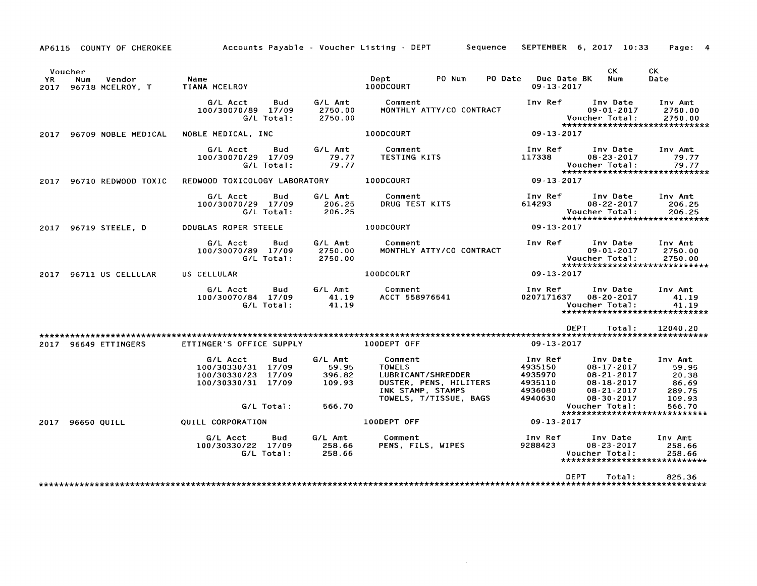AP6115 COUNTY OF CHEROKEE — Accounts Payable - Voucher Listing - DEPT — Sequence — SEPTEMBER 6, 2017 10:33 — Page: 4

| Voucher YR | Num | Vendor | Name | Dept | PO Num | PO Date | Due Date BK | CK Num | CK Date |
|---|---|---|---|---|---|---|---|---|---|
| 2017 | 96718 | MCELROY, T | TIANA MCELROY | 100DCOURT | | | 09-13-2017 | | |

| G/L Acct | Bud | G/L Amt | Comment | Inv Ref | Inv Date | Inv Amt |
|---|---|---|---|---|---|---|
| 100/30070/89 | 17/09 | 2750.00 | MONTHLY ATTY/CO CONTRACT | | 09-01-2017 | 2750.00 |
| | G/L Total: | 2750.00 | | | Voucher Total: | 2750.00 |

| Voucher YR | Num | Vendor | Name | Dept | Due Date |
|---|---|---|---|---|---|
| 2017 | 96709 | NOBLE MEDICAL | NOBLE MEDICAL, INC | 100DCOURT | 09-13-2017 |

| G/L Acct | Bud | G/L Amt | Comment | Inv Ref | Inv Date | Inv Amt |
|---|---|---|---|---|---|---|
| 100/30070/29 | 17/09 | 79.77 | TESTING KITS | 117338 | 08-23-2017 | 79.77 |
| | G/L Total: | 79.77 | | | Voucher Total: | 79.77 |

| Voucher YR | Num | Vendor | Name | Dept | Due Date |
|---|---|---|---|---|---|
| 2017 | 96710 | REDWOOD TOXIC | REDWOOD TOXICOLOGY LABORATORY | 100DCOURT | 09-13-2017 |

| G/L Acct | Bud | G/L Amt | Comment | Inv Ref | Inv Date | Inv Amt |
|---|---|---|---|---|---|---|
| 100/30070/29 | 17/09 | 206.25 | DRUG TEST KITS | 614293 | 08-22-2017 | 206.25 |
| | G/L Total: | 206.25 | | | Voucher Total: | 206.25 |

| Voucher YR | Num | Vendor | Name | Dept | Due Date |
|---|---|---|---|---|---|
| 2017 | 96719 | STEELE, D | DOUGLAS ROPER STEELE | 100DCOURT | 09-13-2017 |

| G/L Acct | Bud | G/L Amt | Comment | Inv Ref | Inv Date | Inv Amt |
|---|---|---|---|---|---|---|
| 100/30070/89 | 17/09 | 2750.00 | MONTHLY ATTY/CO CONTRACT | | 09-01-2017 | 2750.00 |
| | G/L Total: | 2750.00 | | | Voucher Total: | 2750.00 |

| Voucher YR | Num | Vendor | Name | Dept | Due Date |
|---|---|---|---|---|---|
| 2017 | 96711 | US CELLULAR | US CELLULAR | 100DCOURT | 09-13-2017 |

| G/L Acct | Bud | G/L Amt | Comment | Inv Ref | Inv Date | Inv Amt |
|---|---|---|---|---|---|---|
| 100/30070/84 | 17/09 | 41.19 | ACCT 558976541 | 0207171637 | 08-20-2017 | 41.19 |
| | G/L Total: | 41.19 | | | Voucher Total: | 41.19 |

DEPT Total: 12040.20

| Voucher YR | Num | Vendor | Name | Dept | Due Date |
|---|---|---|---|---|---|
| 2017 | 96649 | ETTINGERS | ETTINGER'S OFFICE SUPPLY | 100DEPT OFF | 09-13-2017 |

| G/L Acct | Bud | G/L Amt | Comment | Inv Ref | Inv Date | Inv Amt |
|---|---|---|---|---|---|---|
| 100/30330/31 | 17/09 | 59.95 | TOWELS | 4935150 | 08-17-2017 | 59.95 |
| 100/30330/23 | 17/09 | 396.82 | LUBRICANT/SHREDDER | 4935970 | 08-21-2017 | 20.38 |
| 100/30330/31 | 17/09 | 109.93 | DUSTER, PENS, HILITERS | 4935110 | 08-18-2017 | 86.69 |
| | | | INK STAMP, STAMPS | 4936080 | 08-21-2017 | 289.75 |
| | | | TOWELS, T/TISSUE, BAGS | 4940630 | 08-30-2017 | 109.93 |
| | G/L Total: | 566.70 | | | Voucher Total: | 566.70 |

| Voucher YR | Num | Vendor | Name | Dept | Due Date |
|---|---|---|---|---|---|
| 2017 | 96650 | QUILL | QUILL CORPORATION | 100DEPT OFF | 09-13-2017 |

| G/L Acct | Bud | G/L Amt | Comment | Inv Ref | Inv Date | Inv Amt |
|---|---|---|---|---|---|---|
| 100/30330/22 | 17/09 | 258.66 | PENS, FILS, WIPES | 9288423 | 08-23-2017 | 258.66 |
| | G/L Total: | 258.66 | | | Voucher Total: | 258.66 |

DEPT Total: 825.36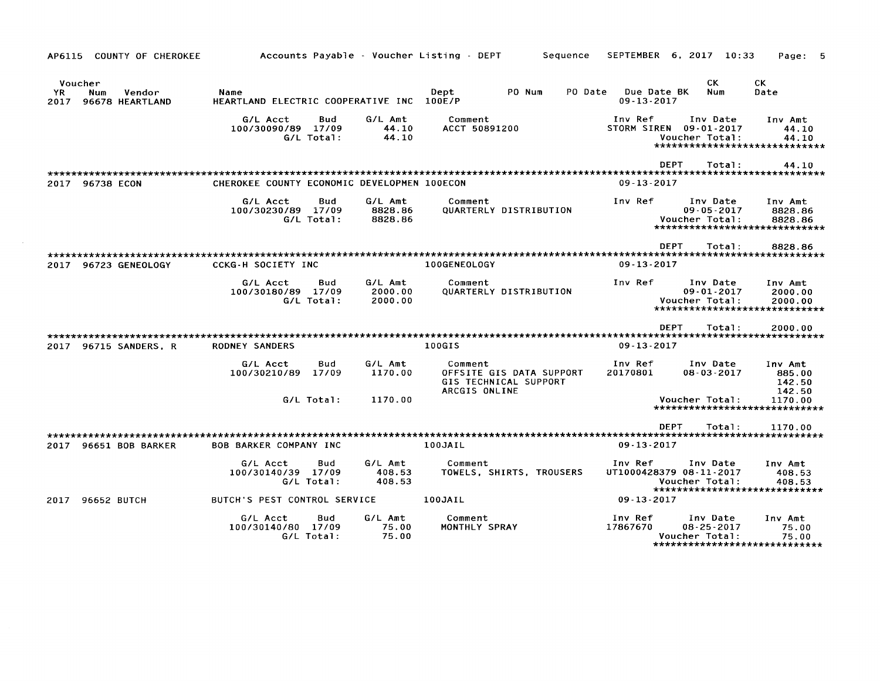AP6115 COUNTY OF CHEROKEE — Accounts Payable - Voucher Listing - DEPT Sequence — SEPTEMBER 6, 2017 10:33

| Voucher YR | Num | Vendor | Name | Dept | PO Num | PO Date | Due Date BK | CK Num | CK Date |
|---|---|---|---|---|---|---|---|---|---|
| 2017 | 96678 | HEARTLAND | HEARTLAND ELECTRIC COOPERATIVE INC | 100E/P | | | 09-13-2017 | | |

| G/L Acct | Bud | G/L Amt | Comment | Inv Ref | Inv Date | Inv Amt |
|---|---|---|---|---|---|---|
| 100/30090/89 | 17/09 | 44.10 | ACCT 50891200 | STORM SIREN | 09-01-2017 | 44.10 |
| | G/L Total: | 44.10 | | | Voucher Total: | 44.10 |

DEPT Total: 44.10

| Voucher YR | Num | Vendor | Name | Dept | Due Date |
|---|---|---|---|---|---|
| 2017 | 96738 | ECON | CHEROKEE COUNTY ECONOMIC DEVELOPMEN | 100ECON | 09-13-2017 |

| G/L Acct | Bud | G/L Amt | Comment | Inv Ref | Inv Date | Inv Amt |
|---|---|---|---|---|---|---|
| 100/30230/89 | 17/09 | 8828.86 | QUARTERLY DISTRIBUTION | | 09-05-2017 | 8828.86 |
| | G/L Total: | 8828.86 | | | Voucher Total: | 8828.86 |

DEPT Total: 8828.86

| Voucher YR | Num | Vendor | Name | Dept | Due Date |
|---|---|---|---|---|---|
| 2017 | 96723 | GENEOLOGY | CCKG-H SOCIETY INC | 100GENEOLOGY | 09-13-2017 |

| G/L Acct | Bud | G/L Amt | Comment | Inv Ref | Inv Date | Inv Amt |
|---|---|---|---|---|---|---|
| 100/30180/89 | 17/09 | 2000.00 | QUARTERLY DISTRIBUTION | | 09-01-2017 | 2000.00 |
| | G/L Total: | 2000.00 | | | Voucher Total: | 2000.00 |

DEPT Total: 2000.00

| Voucher YR | Num | Vendor | Name | Dept | Due Date |
|---|---|---|---|---|---|
| 2017 | 96715 | SANDERS, R | RODNEY SANDERS | 100GIS | 09-13-2017 |

| G/L Acct | Bud | G/L Amt | Comment | Inv Ref | Inv Date | Inv Amt |
|---|---|---|---|---|---|---|
| 100/30210/89 | 17/09 | 1170.00 | OFFSITE GIS DATA SUPPORT | 20170801 | 08-03-2017 | 885.00 |
| | | | GIS TECHNICAL SUPPORT | | | 142.50 |
| | | | ARCGIS ONLINE | | | 142.50 |
| | G/L Total: | 1170.00 | | | Voucher Total: | 1170.00 |

DEPT Total: 1170.00

| Voucher YR | Num | Vendor | Name | Dept | Due Date |
|---|---|---|---|---|---|
| 2017 | 96651 | BOB BARKER | BOB BARKER COMPANY INC | 100JAIL | 09-13-2017 |

| G/L Acct | Bud | G/L Amt | Comment | Inv Ref | Inv Date | Inv Amt |
|---|---|---|---|---|---|---|
| 100/30140/39 | 17/09 | 408.53 | TOWELS, SHIRTS, TROUSERS | UT1000428379 | 08-11-2017 | 408.53 |
| | G/L Total: | 408.53 | | | Voucher Total: | 408.53 |

| Voucher YR | Num | Vendor | Name | Dept | Due Date |
|---|---|---|---|---|---|
| 2017 | 96652 | BUTCH | BUTCH'S PEST CONTROL SERVICE | 100JAIL | 09-13-2017 |

| G/L Acct | Bud | G/L Amt | Comment | Inv Ref | Inv Date | Inv Amt |
|---|---|---|---|---|---|---|
| 100/30140/80 | 17/09 | 75.00 | MONTHLY SPRAY | 17867670 | 08-25-2017 | 75.00 |
| | G/L Total: | 75.00 | | | Voucher Total: | 75.00 |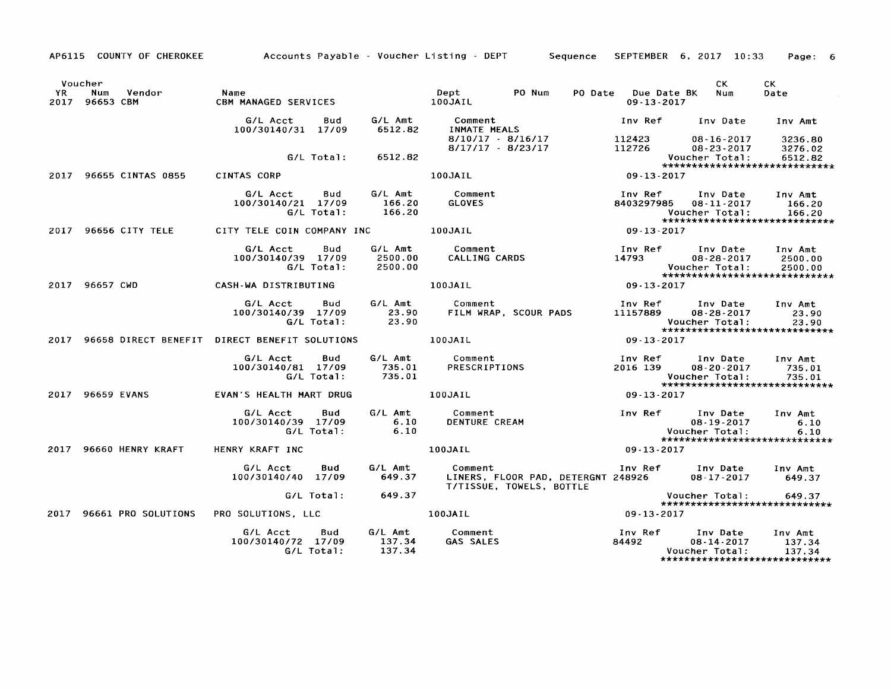AP6115 COUNTY OF CHEROKEE — Accounts Payable - Voucher Listing - DEPT Sequence — SEPTEMBER 6, 2017 10:33

| Voucher YR | Num | Vendor | Name | Dept | PO Num | PO Date | Due Date | BK | CK Num | CK Date |
|---|---|---|---|---|---|---|---|---|---|---|
| 2017 | 96653 | CBM | CBM MANAGED SERVICES | 100JAIL | | | 09-13-2017 | | | |

| G/L Acct | Bud | G/L Amt | Comment | Inv Ref | Inv Date | Inv Amt |
|---|---|---|---|---|---|---|
| 100/30140/31 | 17/09 | 6512.82 | INMATE MEALS | | | |
| | | | 8/10/17 - 8/16/17 | 112423 | 08-16-2017 | 3236.80 |
| | | | 8/17/17 - 8/23/17 | 112726 | 08-23-2017 | 3276.02 |
| | G/L Total: | 6512.82 | | | Voucher Total: | 6512.82 |

*****************************

| Voucher YR | Num | Vendor | Name | Dept | Due Date |
|---|---|---|---|---|---|
| 2017 | 96655 | CINTAS 0855 | CINTAS CORP | 100JAIL | 09-13-2017 |

| G/L Acct | Bud | G/L Amt | Comment | Inv Ref | Inv Date | Inv Amt |
|---|---|---|---|---|---|---|
| 100/30140/21 | 17/09 | 166.20 | GLOVES | 8403297985 | 08-11-2017 | 166.20 |
| | G/L Total: | 166.20 | | | Voucher Total: | 166.20 |

*****************************

| Voucher YR | Num | Vendor | Name | Dept | Due Date |
|---|---|---|---|---|---|
| 2017 | 96656 | CITY TELE | CITY TELE COIN COMPANY INC | 100JAIL | 09-13-2017 |

| G/L Acct | Bud | G/L Amt | Comment | Inv Ref | Inv Date | Inv Amt |
|---|---|---|---|---|---|---|
| 100/30140/39 | 17/09 | 2500.00 | CALLING CARDS | 14793 | 08-28-2017 | 2500.00 |
| | G/L Total: | 2500.00 | | | Voucher Total: | 2500.00 |

*****************************

| Voucher YR | Num | Vendor | Name | Dept | Due Date |
|---|---|---|---|---|---|
| 2017 | 96657 | CWD | CASH-WA DISTRIBUTING | 100JAIL | 09-13-2017 |

| G/L Acct | Bud | G/L Amt | Comment | Inv Ref | Inv Date | Inv Amt |
|---|---|---|---|---|---|---|
| 100/30140/39 | 17/09 | 23.90 | FILM WRAP, SCOUR PADS | 11157889 | 08-28-2017 | 23.90 |
| | G/L Total: | 23.90 | | | Voucher Total: | 23.90 |

*****************************

| Voucher YR | Num | Vendor | Name | Dept | Due Date |
|---|---|---|---|---|---|
| 2017 | 96658 | DIRECT BENEFIT | DIRECT BENEFIT SOLUTIONS | 100JAIL | 09-13-2017 |

| G/L Acct | Bud | G/L Amt | Comment | Inv Ref | Inv Date | Inv Amt |
|---|---|---|---|---|---|---|
| 100/30140/81 | 17/09 | 735.01 | PRESCRIPTIONS | 2016 139 | 08-20-2017 | 735.01 |
| | G/L Total: | 735.01 | | | Voucher Total: | 735.01 |

*****************************

| Voucher YR | Num | Vendor | Name | Dept | Due Date |
|---|---|---|---|---|---|
| 2017 | 96659 | EVANS | EVAN'S HEALTH MART DRUG | 100JAIL | 09-13-2017 |

| G/L Acct | Bud | G/L Amt | Comment | Inv Ref | Inv Date | Inv Amt |
|---|---|---|---|---|---|---|
| 100/30140/39 | 17/09 | 6.10 | DENTURE CREAM | | 08-19-2017 | 6.10 |
| | G/L Total: | 6.10 | | | Voucher Total: | 6.10 |

*****************************

| Voucher YR | Num | Vendor | Name | Dept | Due Date |
|---|---|---|---|---|---|
| 2017 | 96660 | HENRY KRAFT | HENRY KRAFT INC | 100JAIL | 09-13-2017 |

| G/L Acct | Bud | G/L Amt | Comment | Inv Ref | Inv Date | Inv Amt |
|---|---|---|---|---|---|---|
| 100/30140/40 | 17/09 | 649.37 | LINERS, FLOOR PAD, DETERGNT T/TISSUE, TOWELS, BOTTLE | 248926 | 08-17-2017 | 649.37 |
| | G/L Total: | 649.37 | | | Voucher Total: | 649.37 |

*****************************

| Voucher YR | Num | Vendor | Name | Dept | Due Date |
|---|---|---|---|---|---|
| 2017 | 96661 | PRO SOLUTIONS | PRO SOLUTIONS, LLC | 100JAIL | 09-13-2017 |

| G/L Acct | Bud | G/L Amt | Comment | Inv Ref | Inv Date | Inv Amt |
|---|---|---|---|---|---|---|
| 100/30140/72 | 17/09 | 137.34 | GAS SALES | 84492 | 08-14-2017 | 137.34 |
| | G/L Total: | 137.34 | | | Voucher Total: | 137.34 |

*****************************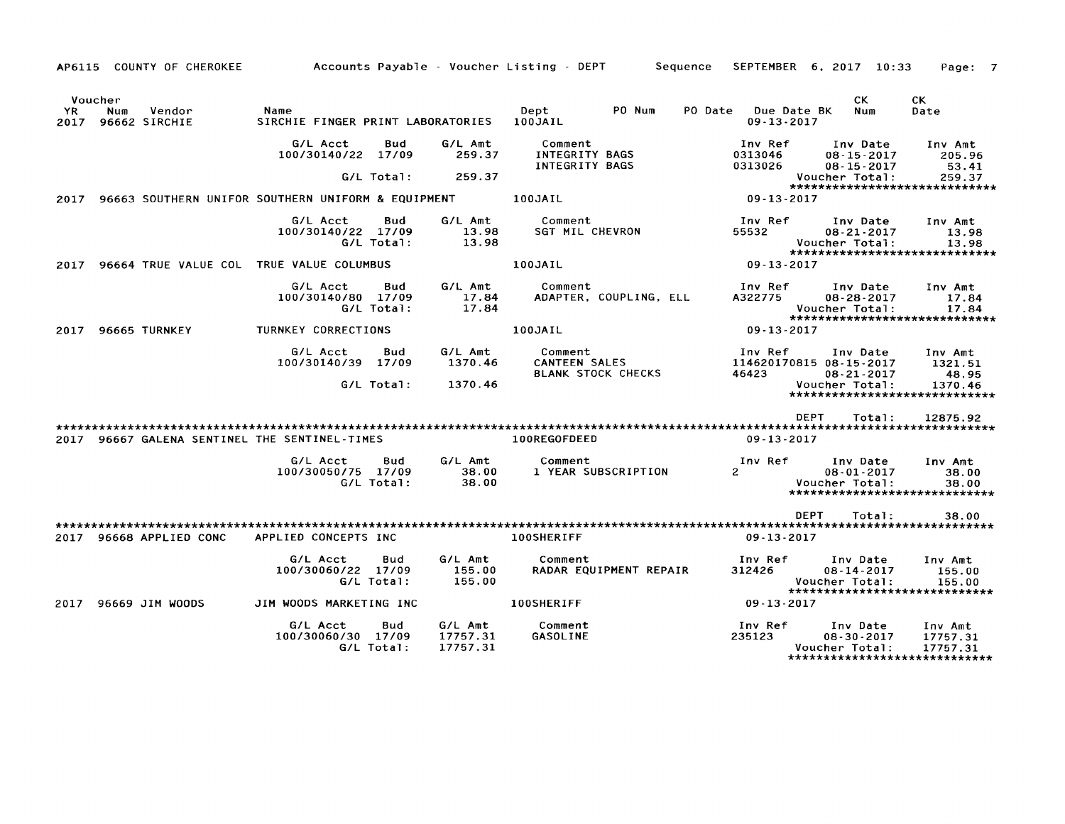AP6115 COUNTY OF CHEROKEE — Accounts Payable - Voucher Listing - DEPT — Sequence — SEPTEMBER 6, 2017 10:33

| Voucher YR | Num | Vendor | Name | Dept | PO Num | PO Date | Due Date BK | CK Num | CK Date |
|---|---|---|---|---|---|---|---|---|---|
| 2017 | 96662 | SIRCHIE | SIRCHIE FINGER PRINT LABORATORIES | 100JAIL | | | 09-13-2017 | | |

| G/L Acct | Bud | G/L Amt | Comment | Inv Ref | Inv Date | Inv Amt |
|---|---|---|---|---|---|---|
| 100/30140/22 | 17/09 | 259.37 | INTEGRITY BAGS | 0313046 | 08-15-2017 | 205.96 |
| | | | INTEGRITY BAGS | 0313026 | 08-15-2017 | 53.41 |
| | G/L Total: | 259.37 | | | Voucher Total: | 259.37 |

| Voucher YR | Num | Vendor | Name | Dept | Due Date |
|---|---|---|---|---|---|
| 2017 | 96663 | SOUTHERN UNIFOR | SOUTHERN UNIFORM & EQUIPMENT | 100JAIL | 09-13-2017 |

| G/L Acct | Bud | G/L Amt | Comment | Inv Ref | Inv Date | Inv Amt |
|---|---|---|---|---|---|---|
| 100/30140/22 | 17/09 | 13.98 | SGT MIL CHEVRON | 55532 | 08-21-2017 | 13.98 |
| | G/L Total: | 13.98 | | | Voucher Total: | 13.98 |

| Voucher YR | Num | Vendor | Name | Dept | Due Date |
|---|---|---|---|---|---|
| 2017 | 96664 | TRUE VALUE COL | TRUE VALUE COLUMBUS | 100JAIL | 09-13-2017 |

| G/L Acct | Bud | G/L Amt | Comment | Inv Ref | Inv Date | Inv Amt |
|---|---|---|---|---|---|---|
| 100/30140/80 | 17/09 | 17.84 | ADAPTER, COUPLING, ELL | A322775 | 08-28-2017 | 17.84 |
| | G/L Total: | 17.84 | | | Voucher Total: | 17.84 |

| Voucher YR | Num | Vendor | Name | Dept | Due Date |
|---|---|---|---|---|---|
| 2017 | 96665 | TURNKEY | TURNKEY CORRECTIONS | 100JAIL | 09-13-2017 |

| G/L Acct | Bud | G/L Amt | Comment | Inv Ref | Inv Date | Inv Amt |
|---|---|---|---|---|---|---|
| 100/30140/39 | 17/09 | 1370.46 | CANTEEN SALES | 114620170815 | 08-15-2017 | 1321.51 |
| | | | BLANK STOCK CHECKS | 46423 | 08-21-2017 | 48.95 |
| | G/L Total: | 1370.46 | | | Voucher Total: | 1370.46 |

DEPT Total: 12875.92

| Voucher YR | Num | Vendor | Name | Dept | Due Date |
|---|---|---|---|---|---|
| 2017 | 96667 | GALENA SENTINEL | THE SENTINEL-TIMES | 100REGOFDEED | 09-13-2017 |

| G/L Acct | Bud | G/L Amt | Comment | Inv Ref | Inv Date | Inv Amt |
|---|---|---|---|---|---|---|
| 100/30050/75 | 17/09 | 38.00 | 1 YEAR SUBSCRIPTION | 2 | 08-01-2017 | 38.00 |
| | G/L Total: | 38.00 | | | Voucher Total: | 38.00 |

DEPT Total: 38.00

| Voucher YR | Num | Vendor | Name | Dept | Due Date |
|---|---|---|---|---|---|
| 2017 | 96668 | APPLIED CONC | APPLIED CONCEPTS INC | 100SHERIFF | 09-13-2017 |

| G/L Acct | Bud | G/L Amt | Comment | Inv Ref | Inv Date | Inv Amt |
|---|---|---|---|---|---|---|
| 100/30060/22 | 17/09 | 155.00 | RADAR EQUIPMENT REPAIR | 312426 | 08-14-2017 | 155.00 |
| | G/L Total: | 155.00 | | | Voucher Total: | 155.00 |

| Voucher YR | Num | Vendor | Name | Dept | Due Date |
|---|---|---|---|---|---|
| 2017 | 96669 | JIM WOODS | JIM WOODS MARKETING INC | 100SHERIFF | 09-13-2017 |

| G/L Acct | Bud | G/L Amt | Comment | Inv Ref | Inv Date | Inv Amt |
|---|---|---|---|---|---|---|
| 100/30060/30 | 17/09 | 17757.31 | GASOLINE | 235123 | 08-30-2017 | 17757.31 |
| | G/L Total: | 17757.31 | | | Voucher Total: | 17757.31 |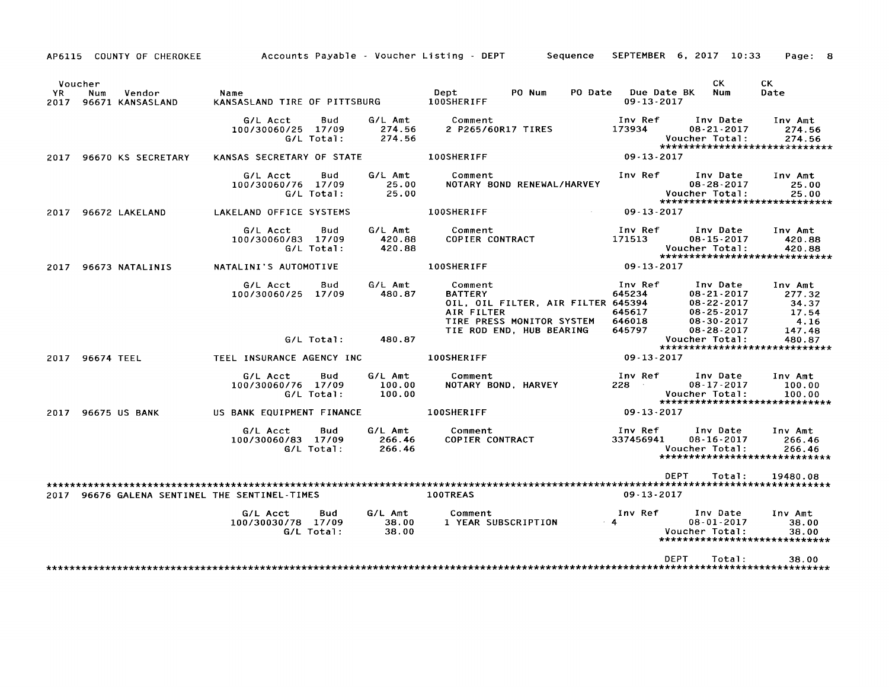AP6115 COUNTY OF CHEROKEE — Accounts Payable - Voucher Listing - DEPT — Sequence — SEPTEMBER 6, 2017 10:33

| Voucher YR | Num | Vendor | Name | Dept | PO Num | PO Date | Due Date BK | CK Num | CK Date |
|---|---|---|---|---|---|---|---|---|---|
| 2017 | 96671 | KANSASLAND | KANSASLAND TIRE OF PITTSBURG | 100SHERIFF | | | 09-13-2017 | | |

| G/L Acct | Bud | G/L Amt | Comment | Inv Ref | Inv Date | Inv Amt |
|---|---|---|---|---|---|---|
| 100/30060/25 | 17/09 | 274.56 | 2 P265/60R17 TIRES | 173934 | 08-21-2017 | 274.56 |
| | G/L Total: | 274.56 | | | Voucher Total: | 274.56 |

2017 96670 KS SECRETARY — KANSAS SECRETARY OF STATE — 100SHERIFF — 09-13-2017

| G/L Acct | Bud | G/L Amt | Comment | Inv Ref | Inv Date | Inv Amt |
|---|---|---|---|---|---|---|
| 100/30060/76 | 17/09 | 25.00 | NOTARY BOND RENEWAL/HARVEY | | 08-28-2017 | 25.00 |
| | G/L Total: | 25.00 | | | Voucher Total: | 25.00 |

2017 96672 LAKELAND — LAKELAND OFFICE SYSTEMS — 100SHERIFF — 09-13-2017

| G/L Acct | Bud | G/L Amt | Comment | Inv Ref | Inv Date | Inv Amt |
|---|---|---|---|---|---|---|
| 100/30060/83 | 17/09 | 420.88 | COPIER CONTRACT | 171513 | 08-15-2017 | 420.88 |
| | G/L Total: | 420.88 | | | Voucher Total: | 420.88 |

2017 96673 NATALINIS — NATALINI'S AUTOMOTIVE — 100SHERIFF — 09-13-2017

| G/L Acct | Bud | G/L Amt | Comment | Inv Ref | Inv Date | Inv Amt |
|---|---|---|---|---|---|---|
| 100/30060/25 | 17/09 | 480.87 | BATTERY | 645234 | 08-21-2017 | 277.32 |
| | | | OIL, OIL FILTER, AIR FILTER | 645394 | 08-22-2017 | 34.37 |
| | | | AIR FILTER | 645617 | 08-25-2017 | 17.54 |
| | | | TIRE PRESS MONITOR SYSTEM | 646018 | 08-30-2017 | 4.16 |
| | | | TIE ROD END, HUB BEARING | 645797 | 08-28-2017 | 147.48 |
| | G/L Total: | 480.87 | | | Voucher Total: | 480.87 |

2017 96674 TEEL — TEEL INSURANCE AGENCY INC — 100SHERIFF — 09-13-2017

| G/L Acct | Bud | G/L Amt | Comment | Inv Ref | Inv Date | Inv Amt |
|---|---|---|---|---|---|---|
| 100/30060/76 | 17/09 | 100.00 | NOTARY BOND, HARVEY | 228 | 08-17-2017 | 100.00 |
| | G/L Total: | 100.00 | | | Voucher Total: | 100.00 |

2017 96675 US BANK — US BANK EQUIPMENT FINANCE — 100SHERIFF — 09-13-2017

| G/L Acct | Bud | G/L Amt | Comment | Inv Ref | Inv Date | Inv Amt |
|---|---|---|---|---|---|---|
| 100/30060/83 | 17/09 | 266.46 | COPIER CONTRACT | 337456941 | 08-16-2017 | 266.46 |
| | G/L Total: | 266.46 | | | Voucher Total: | 266.46 |

DEPT Total: 19480.08

2017 96676 GALENA SENTINEL — THE SENTINEL-TIMES — 100TREAS — 09-13-2017

| G/L Acct | Bud | G/L Amt | Comment | Inv Ref | Inv Date | Inv Amt |
|---|---|---|---|---|---|---|
| 100/30030/78 | 17/09 | 38.00 | 1 YEAR SUBSCRIPTION | 4 | 08-01-2017 | 38.00 |
| | G/L Total: | 38.00 | | | Voucher Total: | 38.00 |

DEPT Total: 38.00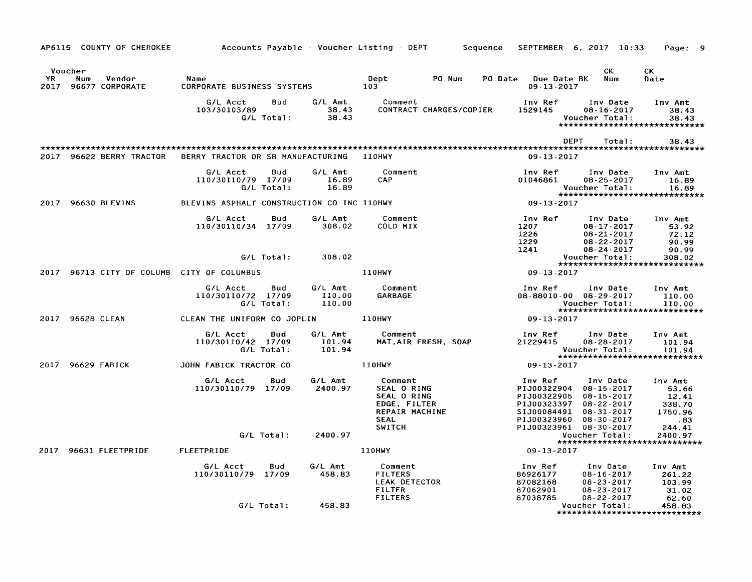AP6115 COUNTY OF CHEROKEE — Accounts Payable - Voucher Listing - DEPT — Sequence — SEPTEMBER 6, 2017 10:33

| Voucher YR | Num | Vendor | Name | Dept | PO Num | PO Date | Due Date BK | CK Num | CK Date |
|---|---|---|---|---|---|---|---|---|---|
| 2017 | 96677 | CORPORATE | CORPORATE BUSINESS SYSTEMS | 103 | | | 09-13-2017 | | |

| G/L Acct | Bud | G/L Amt | Comment | Inv Ref | Inv Date | Inv Amt |
|---|---|---|---|---|---|---|
| 103/30103/89 | | 38.43 | CONTRACT CHARGES/COPIER | 1529145 | 08-16-2017 | 38.43 |
| | G/L Total: | 38.43 | | | Voucher Total: | 38.43 |

*****************************

DEPT Total: 38.43

*****************************

| Voucher YR | Num | Vendor | Name | Dept | Due Date |
|---|---|---|---|---|---|
| 2017 | 96622 | BERRY TRACTOR | BERRY TRACTOR OR SB MANUFACTURING | 110HWY | 09-13-2017 |

| G/L Acct | Bud | G/L Amt | Comment | Inv Ref | Inv Date | Inv Amt |
|---|---|---|---|---|---|---|
| 110/30110/79 | 17/09 | 16.89 | CAP | 01046861 | 08-25-2017 | 16.89 |
| | G/L Total: | 16.89 | | | Voucher Total: | 16.89 |

*****************************

| Voucher YR | Num | Vendor | Name | Dept | Due Date |
|---|---|---|---|---|---|
| 2017 | 96630 | BLEVINS | BLEVINS ASPHALT CONSTRUCTION CO INC | 110HWY | 09-13-2017 |

| G/L Acct | Bud | G/L Amt | Comment | Inv Ref | Inv Date | Inv Amt |
|---|---|---|---|---|---|---|
| 110/30110/34 | 17/09 | 308.02 | COLD MIX | 1207 | 08-17-2017 | 53.92 |
| | | | | 1226 | 08-21-2017 | 72.12 |
| | | | | 1229 | 08-22-2017 | 90.99 |
| | | | | 1241 | 08-24-2017 | 90.99 |
| | G/L Total: | 308.02 | | | Voucher Total: | 308.02 |

*****************************

| Voucher YR | Num | Vendor | Name | Dept | Due Date |
|---|---|---|---|---|---|
| 2017 | 96713 | CITY OF COLUMB | CITY OF COLUMBUS | 110HWY | 09-13-2017 |

| G/L Acct | Bud | G/L Amt | Comment | Inv Ref | Inv Date | Inv Amt |
|---|---|---|---|---|---|---|
| 110/30110/72 | 17/09 | 110.00 | GARBAGE | 08-88010-00 | 08-29-2017 | 110.00 |
| | G/L Total: | 110.00 | | | Voucher Total: | 110.00 |

*****************************

| Voucher YR | Num | Vendor | Name | Dept | Due Date |
|---|---|---|---|---|---|
| 2017 | 96628 | CLEAN | CLEAN THE UNIFORM CO JOPLIN | 110HWY | 09-13-2017 |

| G/L Acct | Bud | G/L Amt | Comment | Inv Ref | Inv Date | Inv Amt |
|---|---|---|---|---|---|---|
| 110/30110/42 | 17/09 | 101.94 | MAT,AIR FRESH, SOAP | 21229415 | 08-28-2017 | 101.94 |
| | G/L Total: | 101.94 | | | Voucher Total: | 101.94 |

*****************************

| Voucher YR | Num | Vendor | Name | Dept | Due Date |
|---|---|---|---|---|---|
| 2017 | 96629 | FABICK | JOHN FABICK TRACTOR CO | 110HWY | 09-13-2017 |

| G/L Acct | Bud | G/L Amt | Comment | Inv Ref | Inv Date | Inv Amt |
|---|---|---|---|---|---|---|
| 110/30110/79 | 17/09 | 2400.97 | SEAL O RING | PIJ00322904 | 08-15-2017 | 53.66 |
| | | | SEAL O RING | PIJ00322905 | 08-15-2017 | 12.41 |
| | | | EDGE, FILTER | PIJ00323397 | 08-22-2017 | 338.70 |
| | | | REPAIR MACHINE | SIJ00084491 | 08-31-2017 | 1750.96 |
| | | | SEAL | PIJ00323960 | 08-30-2017 | .83 |
| | | | SWITCH | PIJ00323961 | 08-30-2017 | 244.41 |
| | G/L Total: | 2400.97 | | | Voucher Total: | 2400.97 |

*****************************

| Voucher YR | Num | Vendor | Name | Dept | Due Date |
|---|---|---|---|---|---|
| 2017 | 96631 | FLEETPRIDE | FLEETPRIDE | 110HWY | 09-13-2017 |

| G/L Acct | Bud | G/L Amt | Comment | Inv Ref | Inv Date | Inv Amt |
|---|---|---|---|---|---|---|
| 110/30110/79 | 17/09 | 458.83 | FILTERS | 86926177 | 08-16-2017 | 261.22 |
| | | | LEAK DETECTOR | 87082168 | 08-23-2017 | 103.99 |
| | | | FILTER | 87062901 | 08-23-2017 | 31.02 |
| | | | FILTERS | 87038785 | 08-22-2017 | 62.60 |
| | G/L Total: | 458.83 | | | Voucher Total: | 458.83 |

*****************************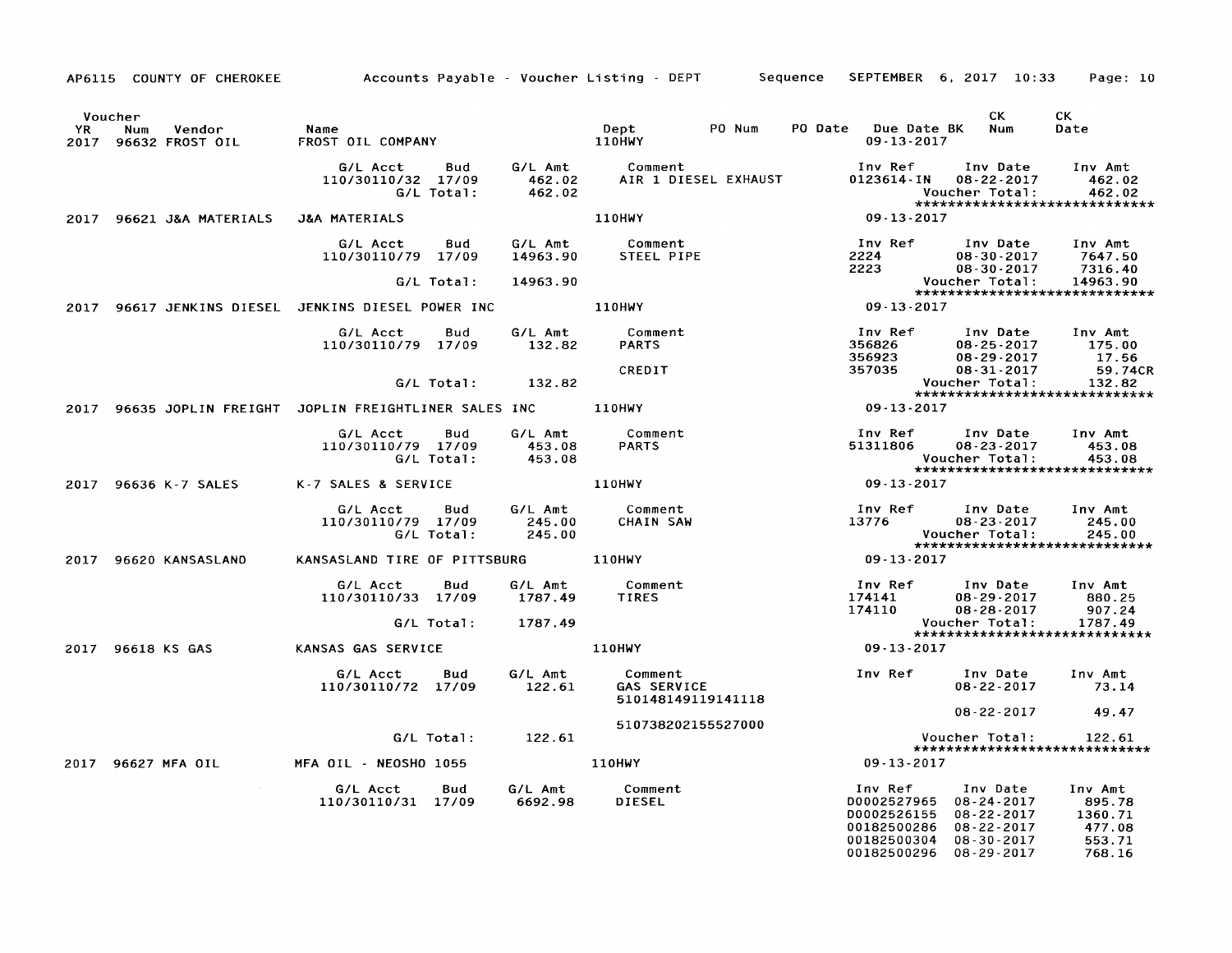AP6115 COUNTY OF CHEROKEE — Accounts Payable - Voucher Listing - DEPT — Sequence — SEPTEMBER 6, 2017 10:33

| Voucher YR | Num | Vendor | Name | Dept | PO Num | PO Date | Due Date BK | CK Num | CK Date |
|---|---|---|---|---|---|---|---|---|---|
| 2017 | 96632 | FROST OIL | FROST OIL COMPANY | 110HWY | | | 09-13-2017 | | |

| G/L Acct | Bud | G/L Amt | Comment | Inv Ref | Inv Date | Inv Amt |
|---|---|---|---|---|---|---|
| 110/30110/32 | 17/09 | 462.02 | AIR 1 DIESEL EXHAUST | 0123614-IN | 08-22-2017 | 462.02 |
| | G/L Total: | 462.02 | | | Voucher Total: | 462.02 |

*****************************

| Voucher YR | Num | Vendor | Name | Dept | Due Date |
|---|---|---|---|---|---|
| 2017 | 96621 | J&A MATERIALS | J&A MATERIALS | 110HWY | 09-13-2017 |

| G/L Acct | Bud | G/L Amt | Comment | Inv Ref | Inv Date | Inv Amt |
|---|---|---|---|---|---|---|
| 110/30110/79 | 17/09 | 14963.90 | STEEL PIPE | 2224 | 08-30-2017 | 7647.50 |
| | | | | 2223 | 08-30-2017 | 7316.40 |
| | G/L Total: | 14963.90 | | | Voucher Total: | 14963.90 |

*****************************

| Voucher YR | Num | Vendor | Name | Dept | Due Date |
|---|---|---|---|---|---|
| 2017 | 96617 | JENKINS DIESEL | JENKINS DIESEL POWER INC | 110HWY | 09-13-2017 |

| G/L Acct | Bud | G/L Amt | Comment | Inv Ref | Inv Date | Inv Amt |
|---|---|---|---|---|---|---|
| 110/30110/79 | 17/09 | 132.82 | PARTS | 356826 | 08-25-2017 | 175.00 |
| | | | | 356923 | 08-29-2017 | 17.56 |
| | | | CREDIT | 357035 | 08-31-2017 | 59.74CR |
| | G/L Total: | 132.82 | | | Voucher Total: | 132.82 |

*****************************

| Voucher YR | Num | Vendor | Name | Dept | Due Date |
|---|---|---|---|---|---|
| 2017 | 96635 | JOPLIN FREIGHT | JOPLIN FREIGHTLINER SALES INC | 110HWY | 09-13-2017 |

| G/L Acct | Bud | G/L Amt | Comment | Inv Ref | Inv Date | Inv Amt |
|---|---|---|---|---|---|---|
| 110/30110/79 | 17/09 | 453.08 | PARTS | 51311806 | 08-23-2017 | 453.08 |
| | G/L Total: | 453.08 | | | Voucher Total: | 453.08 |

*****************************

| Voucher YR | Num | Vendor | Name | Dept | Due Date |
|---|---|---|---|---|---|
| 2017 | 96636 | K-7 SALES | K-7 SALES & SERVICE | 110HWY | 09-13-2017 |

| G/L Acct | Bud | G/L Amt | Comment | Inv Ref | Inv Date | Inv Amt |
|---|---|---|---|---|---|---|
| 110/30110/79 | 17/09 | 245.00 | CHAIN SAW | 13776 | 08-23-2017 | 245.00 |
| | G/L Total: | 245.00 | | | Voucher Total: | 245.00 |

*****************************

| Voucher YR | Num | Vendor | Name | Dept | Due Date |
|---|---|---|---|---|---|
| 2017 | 96620 | KANSASLAND | KANSASLAND TIRE OF PITTSBURG | 110HWY | 09-13-2017 |

| G/L Acct | Bud | G/L Amt | Comment | Inv Ref | Inv Date | Inv Amt |
|---|---|---|---|---|---|---|
| 110/30110/33 | 17/09 | 1787.49 | TIRES | 174141 | 08-29-2017 | 880.25 |
| | | | | 174110 | 08-28-2017 | 907.24 |
| | G/L Total: | 1787.49 | | | Voucher Total: | 1787.49 |

*****************************

| Voucher YR | Num | Vendor | Name | Dept | Due Date |
|---|---|---|---|---|---|
| 2017 | 96618 | KS GAS | KANSAS GAS SERVICE | 110HWY | 09-13-2017 |

| G/L Acct | Bud | G/L Amt | Comment | Inv Ref | Inv Date | Inv Amt |
|---|---|---|---|---|---|---|
| 110/30110/72 | 17/09 | 122.61 | GAS SERVICE 510148149119141118 | | 08-22-2017 | 73.14 |
| | | | 510738202155527000 | | 08-22-2017 | 49.47 |
| | G/L Total: | 122.61 | | | Voucher Total: | 122.61 |

*****************************

| Voucher YR | Num | Vendor | Name | Dept | Due Date |
|---|---|---|---|---|---|
| 2017 | 96627 | MFA OIL | MFA OIL - NEOSHO 1055 | 110HWY | 09-13-2017 |

| G/L Acct | Bud | G/L Amt | Comment | Inv Ref | Inv Date | Inv Amt |
|---|---|---|---|---|---|---|
| 110/30110/31 | 17/09 | 6692.98 | DIESEL | D0002527965 | 08-24-2017 | 895.78 |
| | | | | D0002526155 | 08-22-2017 | 1360.71 |
| | | | | 00182500286 | 08-22-2017 | 477.08 |
| | | | | 00182500304 | 08-30-2017 | 553.71 |
| | | | | 00182500296 | 08-29-2017 | 768.16 |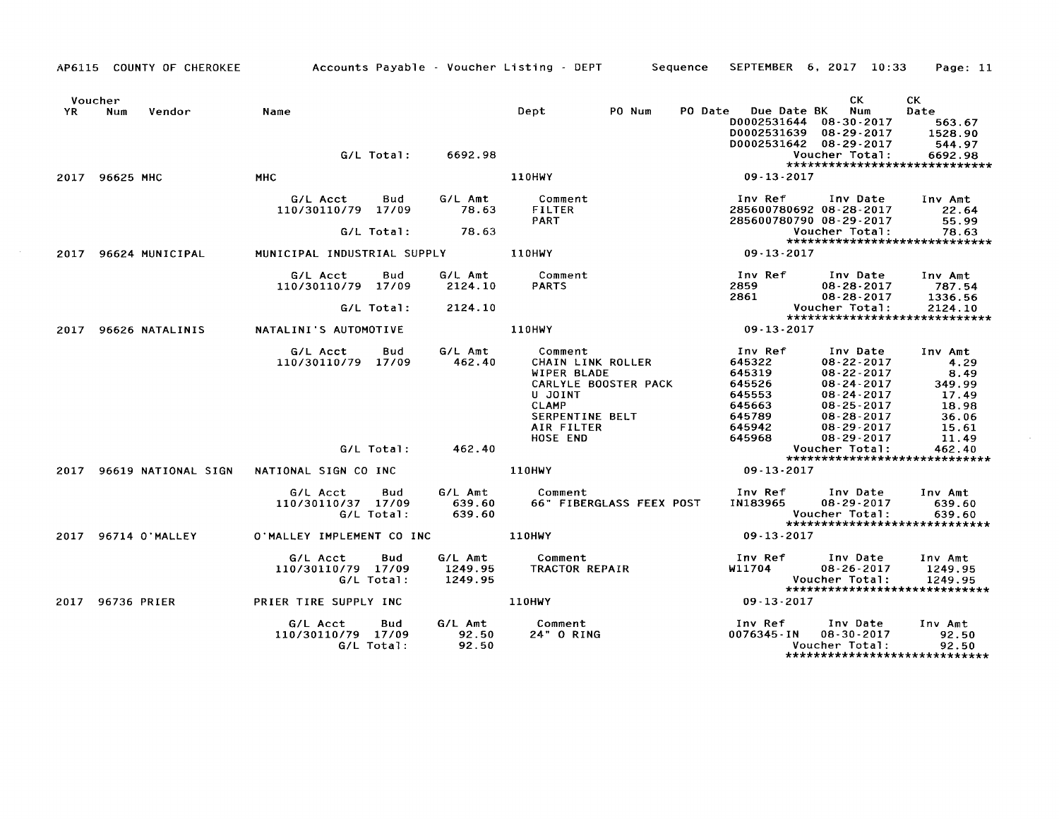AP6115 COUNTY OF CHEROKEE — Accounts Payable - Voucher Listing - DEPT — Sequence — SEPTEMBER 6, 2017 10:33

| Voucher YR | Num | Vendor | Name | Dept | PO Num | PO Date | Due Date BK | CK Num | CK Date |
|---|---|---|---|---|---|---|---|---|---|

| | | | | |
|---|---|---|---|---|
| | | D0002531644 | 08-30-2017 | 563.67 |
| | | D0002531639 | 08-29-2017 | 1528.90 |
| | | D0002531642 | 08-29-2017 | 544.97 |
| G/L Total: | 6692.98 | Voucher Total: | | 6692.98 |

**2017 96625 MHC** — MHC — 110HWY — 09-13-2017

| G/L Acct | Bud | G/L Amt | Comment | Inv Ref | Inv Date | Inv Amt |
|---|---|---|---|---|---|---|
| 110/30110/79 | 17/09 | 78.63 | FILTER | 285600780692 | 08-28-2017 | 22.64 |
| | | | PART | 285600780790 | 08-29-2017 | 55.99 |
| | G/L Total: | 78.63 | | Voucher Total: | | 78.63 |

**2017 96624 MUNICIPAL** — MUNICIPAL INDUSTRIAL SUPPLY — 110HWY — 09-13-2017

| G/L Acct | Bud | G/L Amt | Comment | Inv Ref | Inv Date | Inv Amt |
|---|---|---|---|---|---|---|
| 110/30110/79 | 17/09 | 2124.10 | PARTS | 2859 | 08-28-2017 | 787.54 |
| | | | | 2861 | 08-28-2017 | 1336.56 |
| | G/L Total: | 2124.10 | | Voucher Total: | | 2124.10 |

**2017 96626 NATALINIS** — NATALINI'S AUTOMOTIVE — 110HWY — 09-13-2017

| G/L Acct | Bud | G/L Amt | Comment | Inv Ref | Inv Date | Inv Amt |
|---|---|---|---|---|---|---|
| 110/30110/79 | 17/09 | 462.40 | CHAIN LINK ROLLER | 645322 | 08-22-2017 | 4.29 |
| | | | WIPER BLADE | 645319 | 08-22-2017 | 8.49 |
| | | | CARLYLE BOOSTER PACK | 645526 | 08-24-2017 | 349.99 |
| | | | U JOINT | 645553 | 08-24-2017 | 17.49 |
| | | | CLAMP | 645663 | 08-25-2017 | 18.98 |
| | | | SERPENTINE BELT | 645789 | 08-28-2017 | 36.06 |
| | | | AIR FILTER | 645942 | 08-29-2017 | 15.61 |
| | | | HOSE END | 645968 | 08-29-2017 | 11.49 |
| | G/L Total: | 462.40 | | Voucher Total: | | 462.40 |

**2017 96619 NATIONAL SIGN** — NATIONAL SIGN CO INC — 110HWY — 09-13-2017

| G/L Acct | Bud | G/L Amt | Comment | Inv Ref | Inv Date | Inv Amt |
|---|---|---|---|---|---|---|
| 110/30110/37 | 17/09 | 639.60 | 66" FIBERGLASS FEEX POST | IN183965 | 08-29-2017 | 639.60 |
| | G/L Total: | 639.60 | | Voucher Total: | | 639.60 |

**2017 96714 O'MALLEY** — O'MALLEY IMPLEMENT CO INC — 110HWY — 09-13-2017

| G/L Acct | Bud | G/L Amt | Comment | Inv Ref | Inv Date | Inv Amt |
|---|---|---|---|---|---|---|
| 110/30110/79 | 17/09 | 1249.95 | TRACTOR REPAIR | W11704 | 08-26-2017 | 1249.95 |
| | G/L Total: | 1249.95 | | Voucher Total: | | 1249.95 |

**2017 96736 PRIER** — PRIER TIRE SUPPLY INC — 110HWY — 09-13-2017

| G/L Acct | Bud | G/L Amt | Comment | Inv Ref | Inv Date | Inv Amt |
|---|---|---|---|---|---|---|
| 110/30110/79 | 17/09 | 92.50 | 24" O RING | 0076345-IN | 08-30-2017 | 92.50 |
| | G/L Total: | 92.50 | | Voucher Total: | | 92.50 |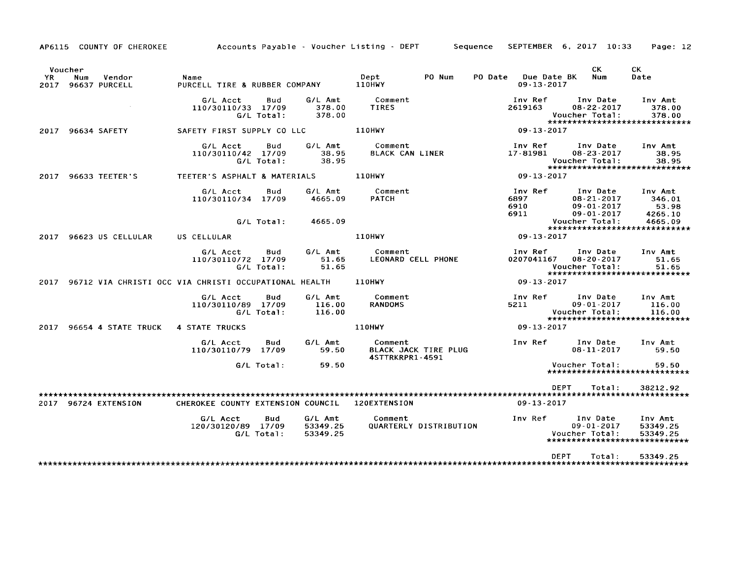AP6115 COUNTY OF CHEROKEE — Accounts Payable - Voucher Listing - DEPT — Sequence — SEPTEMBER 6, 2017 10:33

| Voucher YR | Num | Vendor | Name | Dept | PO Num | PO Date | Due Date BK | CK Num | CK Date |
|---|---|---|---|---|---|---|---|---|---|
| 2017 | 96637 | PURCELL | PURCELL TIRE & RUBBER COMPANY | 110HWY | | | 09-13-2017 | | |

| G/L Acct | Bud | G/L Amt | Comment | Inv Ref | Inv Date | Inv Amt |
|---|---|---|---|---|---|---|
| 110/30110/33 | 17/09 | 378.00 | TIRES | 2619163 | 08-22-2017 | 378.00 |
| | G/L Total: | 378.00 | | | Voucher Total: | 378.00 |

2017 96634 SAFETY — SAFETY FIRST SUPPLY CO LLC — 110HWY — 09-13-2017

| G/L Acct | Bud | G/L Amt | Comment | Inv Ref | Inv Date | Inv Amt |
|---|---|---|---|---|---|---|
| 110/30110/42 | 17/09 | 38.95 | BLACK CAN LINER | 17-81981 | 08-23-2017 | 38.95 |
| | G/L Total: | 38.95 | | | Voucher Total: | 38.95 |

2017 96633 TEETER'S — TEETER'S ASPHALT & MATERIALS — 110HWY — 09-13-2017

| G/L Acct | Bud | G/L Amt | Comment | Inv Ref | Inv Date | Inv Amt |
|---|---|---|---|---|---|---|
| 110/30110/34 | 17/09 | 4665.09 | PATCH | 6897 | 08-21-2017 | 346.01 |
| | | | | 6910 | 09-01-2017 | 53.98 |
| | | | | 6911 | 09-01-2017 | 4265.10 |
| | G/L Total: | 4665.09 | | | Voucher Total: | 4665.09 |

2017 96623 US CELLULAR — US CELLULAR — 110HWY — 09-13-2017

| G/L Acct | Bud | G/L Amt | Comment | Inv Ref | Inv Date | Inv Amt |
|---|---|---|---|---|---|---|
| 110/30110/72 | 17/09 | 51.65 | LEONARD CELL PHONE | 0207041167 | 08-20-2017 | 51.65 |
| | G/L Total: | 51.65 | | | Voucher Total: | 51.65 |

2017 96712 VIA CHRISTI OCC — VIA CHRISTI OCCUPATIONAL HEALTH — 110HWY — 09-13-2017

| G/L Acct | Bud | G/L Amt | Comment | Inv Ref | Inv Date | Inv Amt |
|---|---|---|---|---|---|---|
| 110/30110/89 | 17/09 | 116.00 | RANDOMS | 5211 | 09-01-2017 | 116.00 |
| | G/L Total: | 116.00 | | | Voucher Total: | 116.00 |

2017 96654 4 STATE TRUCK — 4 STATE TRUCKS — 110HWY — 09-13-2017

| G/L Acct | Bud | G/L Amt | Comment | Inv Ref | Inv Date | Inv Amt |
|---|---|---|---|---|---|---|
| 110/30110/79 | 17/09 | 59.50 | BLACK JACK TIRE PLUG 4STTRKRPR1-4591 | | 08-11-2017 | 59.50 |
| | G/L Total: | 59.50 | | | Voucher Total: | 59.50 |

DEPT Total: 38212.92

2017 96724 EXTENSION — CHEROKEE COUNTY EXTENSION COUNCIL — 120EXTENSION — 09-13-2017

| G/L Acct | Bud | G/L Amt | Comment | Inv Ref | Inv Date | Inv Amt |
|---|---|---|---|---|---|---|
| 120/30120/89 | 17/09 | 53349.25 | QUARTERLY DISTRIBUTION | | 09-01-2017 | 53349.25 |
| | G/L Total: | 53349.25 | | | Voucher Total: | 53349.25 |

DEPT Total: 53349.25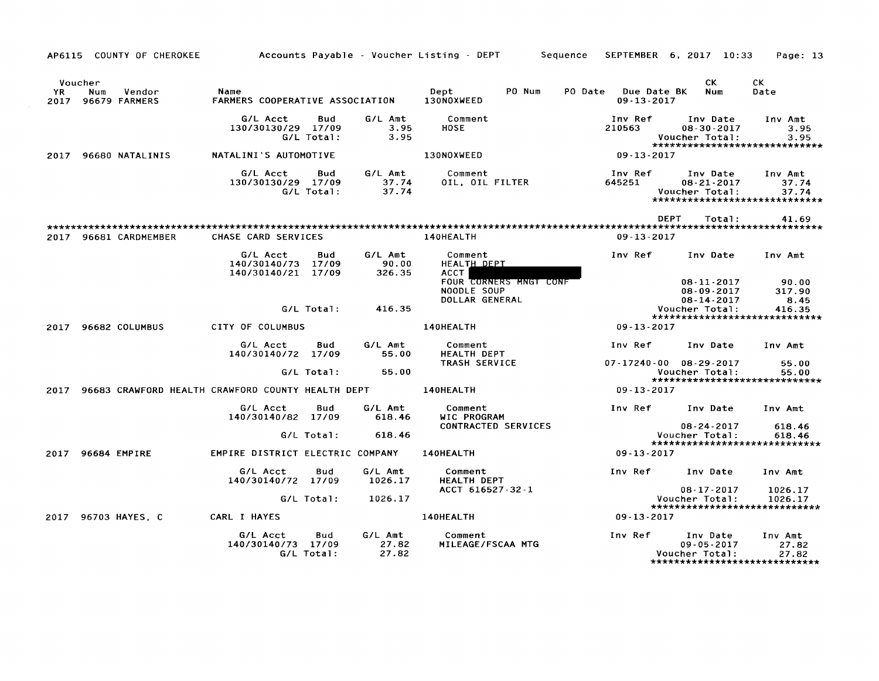AP6115 COUNTY OF CHEROKEE    Accounts Payable - Voucher Listing - DEPT    Sequence    SEPTEMBER 6, 2017 10:33

| Voucher YR | Num | Vendor | Name | Dept | PO Num | PO Date | Due Date BK | CK Num | CK Date |
|---|---|---|---|---|---|---|---|---|---|
| 2017 | 96679 | FARMERS | FARMERS COOPERATIVE ASSOCIATION | 130NOXWEED | | | 09-13-2017 | | |

| G/L Acct | Bud | G/L Amt | Comment | Inv Ref | Inv Date | Inv Amt |
|---|---|---|---|---|---|---|
| 130/30130/29 | 17/09 | 3.95 | HOSE | 210563 | 08-30-2017 | 3.95 |
| | G/L Total: | 3.95 | | | Voucher Total: | 3.95 |

****************************

| Voucher YR | Num | Vendor | Name | Dept | Due Date |
|---|---|---|---|---|---|
| 2017 | 96680 | NATALINIS | NATALINI'S AUTOMOTIVE | 130NOXWEED | 09-13-2017 |

| G/L Acct | Bud | G/L Amt | Comment | Inv Ref | Inv Date | Inv Amt |
|---|---|---|---|---|---|---|
| 130/30130/29 | 17/09 | 37.74 | OIL, OIL FILTER | 645251 | 08-21-2017 | 37.74 |
| | G/L Total: | 37.74 | | | Voucher Total: | 37.74 |

****************************

DEPT Total: 41.69

****************************************************************************************************

| Voucher YR | Num | Vendor | Name | Dept | Due Date |
|---|---|---|---|---|---|
| 2017 | 96681 | CARDMEMBER | CHASE CARD SERVICES | 140HEALTH | 09-13-2017 |

| G/L Acct | Bud | G/L Amt | Comment | Inv Ref | Inv Date | Inv Amt |
|---|---|---|---|---|---|---|
| 140/30140/73 | 17/09 | 90.00 | HEALTH DEPT | | | |
| 140/30140/21 | 17/09 | 326.35 | ACCT [REDACTED] | | | |
| | | | FOUR CORNERS MNGT CONF | | 08-11-2017 | 90.00 |
| | | | NOODLE SOUP | | 08-09-2017 | 317.90 |
| | | | DOLLAR GENERAL | | 08-14-2017 | 8.45 |
| | G/L Total: | 416.35 | | | Voucher Total: | 416.35 |

****************************

| Voucher YR | Num | Vendor | Name | Dept | Due Date |
|---|---|---|---|---|---|
| 2017 | 96682 | COLUMBUS | CITY OF COLUMBUS | 140HEALTH | 09-13-2017 |

| G/L Acct | Bud | G/L Amt | Comment | Inv Ref | Inv Date | Inv Amt |
|---|---|---|---|---|---|---|
| 140/30140/72 | 17/09 | 55.00 | HEALTH DEPT | | | |
| | | | TRASH SERVICE | 07-17240-00 | 08-29-2017 | 55.00 |
| | G/L Total: | 55.00 | | | Voucher Total: | 55.00 |

****************************

| Voucher YR | Num | Vendor | Name | Dept | Due Date |
|---|---|---|---|---|---|
| 2017 | 96683 | CRAWFORD HEALTH | CRAWFORD COUNTY HEALTH DEPT | 140HEALTH | 09-13-2017 |

| G/L Acct | Bud | G/L Amt | Comment | Inv Ref | Inv Date | Inv Amt |
|---|---|---|---|---|---|---|
| 140/30140/82 | 17/09 | 618.46 | WIC PROGRAM | | | |
| | | | CONTRACTED SERVICES | | 08-24-2017 | 618.46 |
| | G/L Total: | 618.46 | | | Voucher Total: | 618.46 |

****************************

| Voucher YR | Num | Vendor | Name | Dept | Due Date |
|---|---|---|---|---|---|
| 2017 | 96684 | EMPIRE | EMPIRE DISTRICT ELECTRIC COMPANY | 140HEALTH | 09-13-2017 |

| G/L Acct | Bud | G/L Amt | Comment | Inv Ref | Inv Date | Inv Amt |
|---|---|---|---|---|---|---|
| 140/30140/72 | 17/09 | 1026.17 | HEALTH DEPT | | | |
| | | | ACCT 616527-32-1 | | 08-17-2017 | 1026.17 |
| | G/L Total: | 1026.17 | | | Voucher Total: | 1026.17 |

****************************

| Voucher YR | Num | Vendor | Name | Dept | Due Date |
|---|---|---|---|---|---|
| 2017 | 96703 | HAYES, C | CARL I HAYES | 140HEALTH | 09-13-2017 |

| G/L Acct | Bud | G/L Amt | Comment | Inv Ref | Inv Date | Inv Amt |
|---|---|---|---|---|---|---|
| 140/30140/73 | 17/09 | 27.82 | MILEAGE/FSCAA MTG | | 09-05-2017 | 27.82 |
| | G/L Total: | 27.82 | | | Voucher Total: | 27.82 |

****************************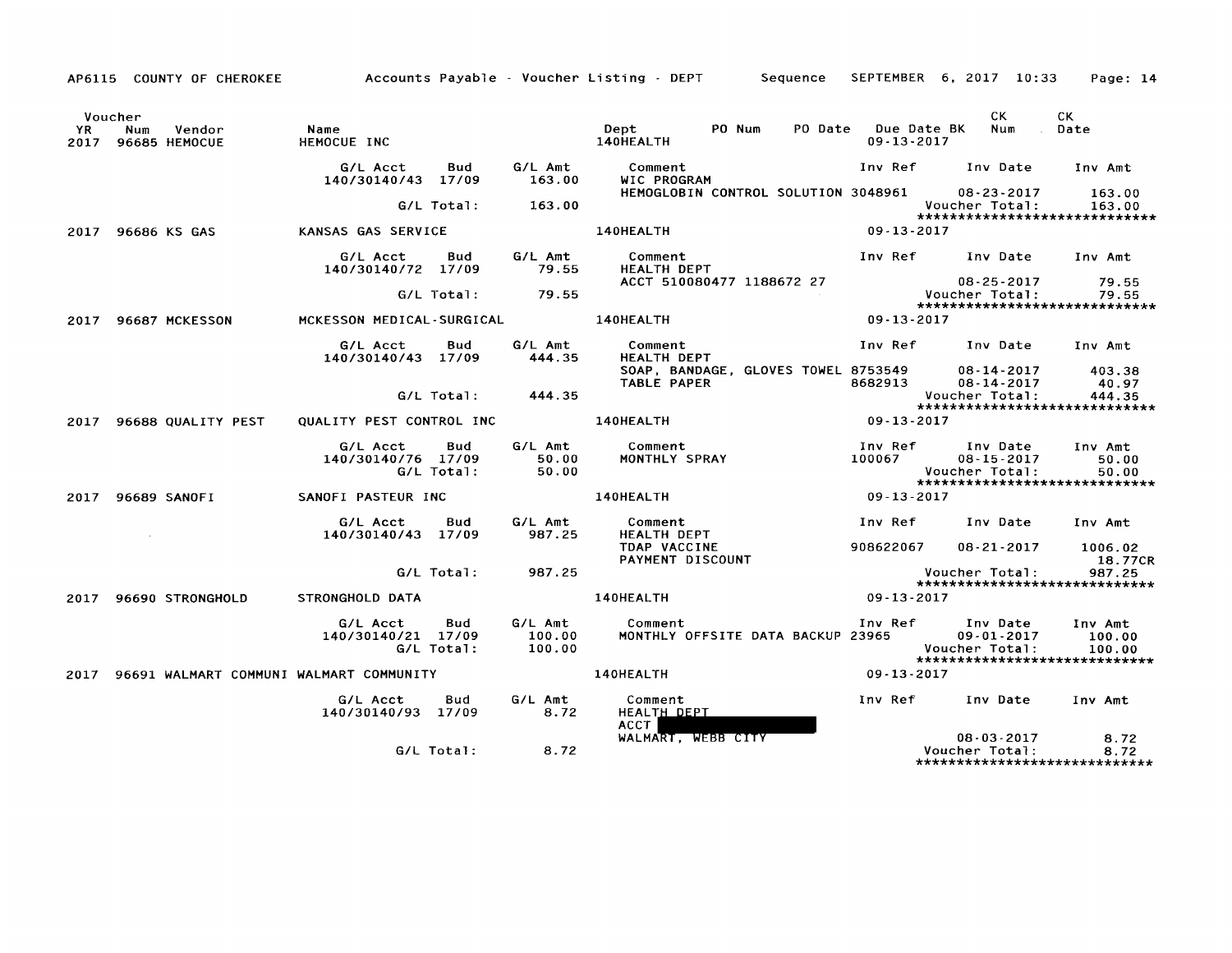AP6115 COUNTY OF CHEROKEE    Accounts Payable - Voucher Listing - DEPT    Sequence    SEPTEMBER 6, 2017 10:33

| Voucher YR | Num | Vendor | Name | Dept | PO Num | PO Date | Due Date BK | CK Num | CK Date |
|---|---|---|---|---|---|---|---|---|---|
| 2017 | 96685 | HEMOCUE | HEMOCUE INC | 140HEALTH | | | 09-13-2017 | | |

| G/L Acct | Bud | G/L Amt | Comment | Inv Ref | Inv Date | Inv Amt |
|---|---|---|---|---|---|---|
| 140/30140/43 | 17/09 | 163.00 | WIC PROGRAM | | | |
| | | | HEMOGLOBIN CONTROL SOLUTION | 3048961 | 08-23-2017 | 163.00 |
| | G/L Total: | 163.00 | | | Voucher Total: | 163.00 |

*****************************

| YR | Num | Vendor | Name | Dept | Due Date |
|---|---|---|---|---|---|
| 2017 | 96686 | KS GAS | KANSAS GAS SERVICE | 140HEALTH | 09-13-2017 |

| G/L Acct | Bud | G/L Amt | Comment | Inv Ref | Inv Date | Inv Amt |
|---|---|---|---|---|---|---|
| 140/30140/72 | 17/09 | 79.55 | HEALTH DEPT | | | |
| | | | ACCT 510080477 1188672 27 | | 08-25-2017 | 79.55 |
| | G/L Total: | 79.55 | | | Voucher Total: | 79.55 |

*****************************

| YR | Num | Vendor | Name | Dept | Due Date |
|---|---|---|---|---|---|
| 2017 | 96687 | MCKESSON | MCKESSON MEDICAL-SURGICAL | 140HEALTH | 09-13-2017 |

| G/L Acct | Bud | G/L Amt | Comment | Inv Ref | Inv Date | Inv Amt |
|---|---|---|---|---|---|---|
| 140/30140/43 | 17/09 | 444.35 | HEALTH DEPT | | | |
| | | | SOAP, BANDAGE, GLOVES TOWEL | 8753549 | 08-14-2017 | 403.38 |
| | | | TABLE PAPER | 8682913 | 08-14-2017 | 40.97 |
| | G/L Total: | 444.35 | | | Voucher Total: | 444.35 |

*****************************

| YR | Num | Vendor | Name | Dept | Due Date |
|---|---|---|---|---|---|
| 2017 | 96688 | QUALITY PEST | QUALITY PEST CONTROL INC | 140HEALTH | 09-13-2017 |

| G/L Acct | Bud | G/L Amt | Comment | Inv Ref | Inv Date | Inv Amt |
|---|---|---|---|---|---|---|
| 140/30140/76 | 17/09 | 50.00 | MONTHLY SPRAY | 100067 | 08-15-2017 | 50.00 |
| | G/L Total: | 50.00 | | | Voucher Total: | 50.00 |

*****************************

| YR | Num | Vendor | Name | Dept | Due Date |
|---|---|---|---|---|---|
| 2017 | 96689 | SANOFI | SANOFI PASTEUR INC | 140HEALTH | 09-13-2017 |

| G/L Acct | Bud | G/L Amt | Comment | Inv Ref | Inv Date | Inv Amt |
|---|---|---|---|---|---|---|
| 140/30140/43 | 17/09 | 987.25 | HEALTH DEPT | | | |
| | | | TDAP VACCINE | 908622067 | 08-21-2017 | 1006.02 |
| | | | PAYMENT DISCOUNT | | | 18.77CR |
| | G/L Total: | 987.25 | | | Voucher Total: | 987.25 |

*****************************

| YR | Num | Vendor | Name | Dept | Due Date |
|---|---|---|---|---|---|
| 2017 | 96690 | STRONGHOLD | STRONGHOLD DATA | 140HEALTH | 09-13-2017 |

| G/L Acct | Bud | G/L Amt | Comment | Inv Ref | Inv Date | Inv Amt |
|---|---|---|---|---|---|---|
| 140/30140/21 | 17/09 | 100.00 | MONTHLY OFFSITE DATA BACKUP | 23965 | 09-01-2017 | 100.00 |
| | G/L Total: | 100.00 | | | Voucher Total: | 100.00 |

*****************************

| YR | Num | Vendor | Name | Dept | Due Date |
|---|---|---|---|---|---|
| 2017 | 96691 | WALMART COMMUNI | WALMART COMMUNITY | 140HEALTH | 09-13-2017 |

| G/L Acct | Bud | G/L Amt | Comment | Inv Ref | Inv Date | Inv Amt |
|---|---|---|---|---|---|---|
| 140/30140/93 | 17/09 | 8.72 | HEALTH DEPT | | | |
| | | | ACCT [REDACTED] | | | |
| | | | WALMART, WEBB CITY | | 08-03-2017 | 8.72 |
| | G/L Total: | 8.72 | | | Voucher Total: | 8.72 |

*****************************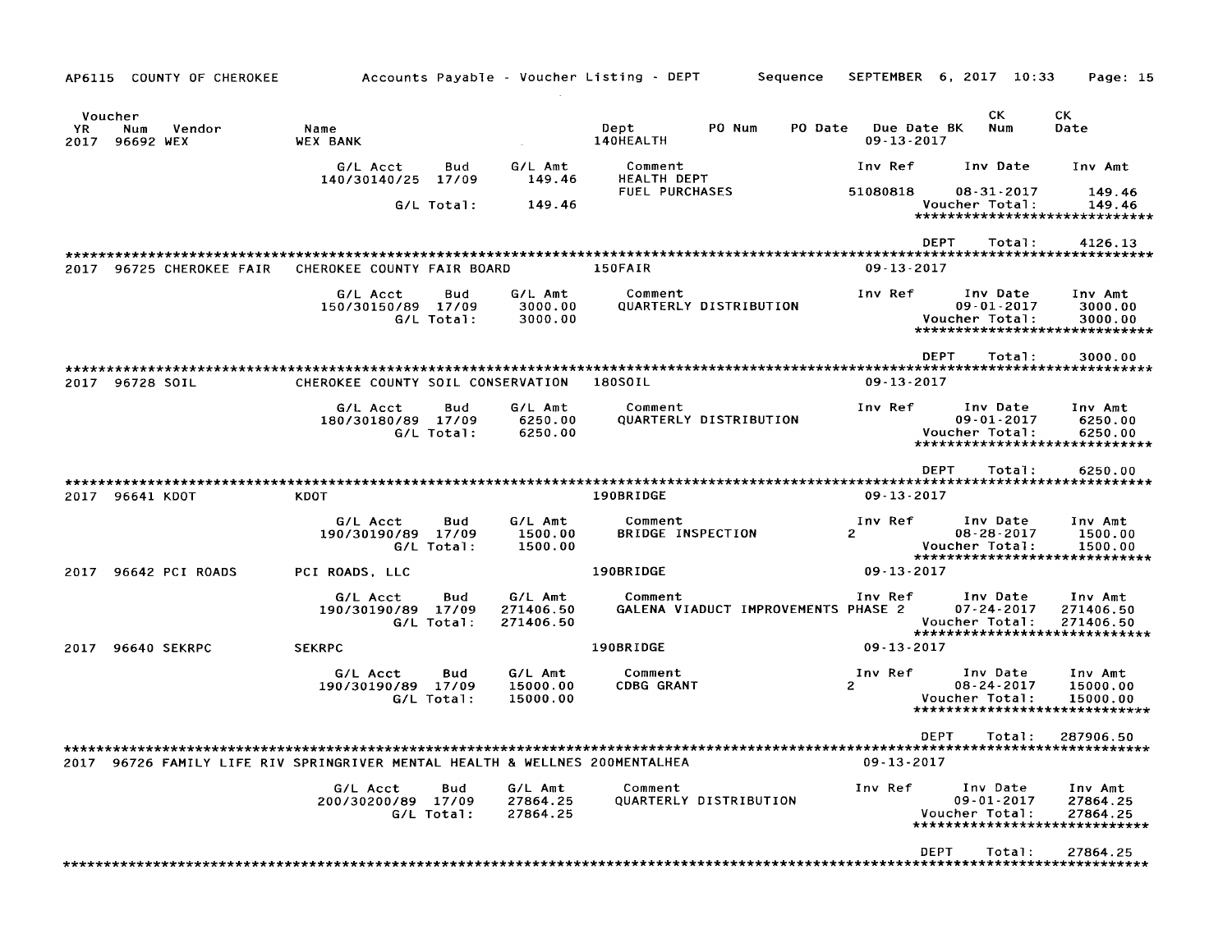AP6115 COUNTY OF CHEROKEE — Accounts Payable - Voucher Listing - DEPT — Sequence — SEPTEMBER 6, 2017 10:33

| Voucher YR | Num | Vendor | Name | Dept | PO Num | PO Date | Due Date | BK | CK Num | CK Date |
|---|---|---|---|---|---|---|---|---|---|---|
| 2017 | 96692 | WEX | WEX BANK | 140HEALTH | | | 09-13-2017 | | | |

| G/L Acct | Bud | G/L Amt | Comment | Inv Ref | Inv Date | Inv Amt |
|---|---|---|---|---|---|---|
| 140/30140/25 | 17/09 | 149.46 | HEALTH DEPT FUEL PURCHASES | 51080818 | 08-31-2017 | 149.46 |
| | G/L Total: | 149.46 | | | Voucher Total: | 149.46 |

DEPT Total: 4126.13

| Voucher YR | Num | Vendor | Name | Dept | Due Date |
|---|---|---|---|---|---|
| 2017 | 96725 | CHEROKEE FAIR | CHEROKEE COUNTY FAIR BOARD | 150FAIR | 09-13-2017 |

| G/L Acct | Bud | G/L Amt | Comment | Inv Ref | Inv Date | Inv Amt |
|---|---|---|---|---|---|---|
| 150/30150/89 | 17/09 | 3000.00 | QUARTERLY DISTRIBUTION | | 09-01-2017 | 3000.00 |
| | G/L Total: | 3000.00 | | | Voucher Total: | 3000.00 |

DEPT Total: 3000.00

| Voucher YR | Num | Vendor | Name | Dept | Due Date |
|---|---|---|---|---|---|
| 2017 | 96728 | SOIL | CHEROKEE COUNTY SOIL CONSERVATION | 180SOIL | 09-13-2017 |

| G/L Acct | Bud | G/L Amt | Comment | Inv Ref | Inv Date | Inv Amt |
|---|---|---|---|---|---|---|
| 180/30180/89 | 17/09 | 6250.00 | QUARTERLY DISTRIBUTION | | 09-01-2017 | 6250.00 |
| | G/L Total: | 6250.00 | | | Voucher Total: | 6250.00 |

DEPT Total: 6250.00

| Voucher YR | Num | Vendor | Name | Dept | Due Date |
|---|---|---|---|---|---|
| 2017 | 96641 | KDOT | KDOT | 190BRIDGE | 09-13-2017 |

| G/L Acct | Bud | G/L Amt | Comment | Inv Ref | Inv Date | Inv Amt |
|---|---|---|---|---|---|---|
| 190/30190/89 | 17/09 | 1500.00 | BRIDGE INSPECTION | 2 | 08-28-2017 | 1500.00 |
| | G/L Total: | 1500.00 | | | Voucher Total: | 1500.00 |

| Voucher YR | Num | Vendor | Name | Dept | Due Date |
|---|---|---|---|---|---|
| 2017 | 96642 | PCI ROADS | PCI ROADS, LLC | 190BRIDGE | 09-13-2017 |

| G/L Acct | Bud | G/L Amt | Comment | Inv Ref | Inv Date | Inv Amt |
|---|---|---|---|---|---|---|
| 190/30190/89 | 17/09 | 271406.50 | GALENA VIADUCT IMPROVEMENTS PHASE 2 | | 07-24-2017 | 271406.50 |
| | G/L Total: | 271406.50 | | | Voucher Total: | 271406.50 |

| Voucher YR | Num | Vendor | Name | Dept | Due Date |
|---|---|---|---|---|---|
| 2017 | 96640 | SEKRPC | SEKRPC | 190BRIDGE | 09-13-2017 |

| G/L Acct | Bud | G/L Amt | Comment | Inv Ref | Inv Date | Inv Amt |
|---|---|---|---|---|---|---|
| 190/30190/89 | 17/09 | 15000.00 | CDBG GRANT | 2 | 08-24-2017 | 15000.00 |
| | G/L Total: | 15000.00 | | | Voucher Total: | 15000.00 |

DEPT Total: 287906.50

| Voucher YR | Num | Vendor | Name | Dept | Due Date |
|---|---|---|---|---|---|
| 2017 | 96726 | FAMILY LIFE RIV | SPRINGRIVER MENTAL HEALTH & WELLNES | 200MENTALHEA | 09-13-2017 |

| G/L Acct | Bud | G/L Amt | Comment | Inv Ref | Inv Date | Inv Amt |
|---|---|---|---|---|---|---|
| 200/30200/89 | 17/09 | 27864.25 | QUARTERLY DISTRIBUTION | | 09-01-2017 | 27864.25 |
| | G/L Total: | 27864.25 | | | Voucher Total: | 27864.25 |

DEPT Total: 27864.25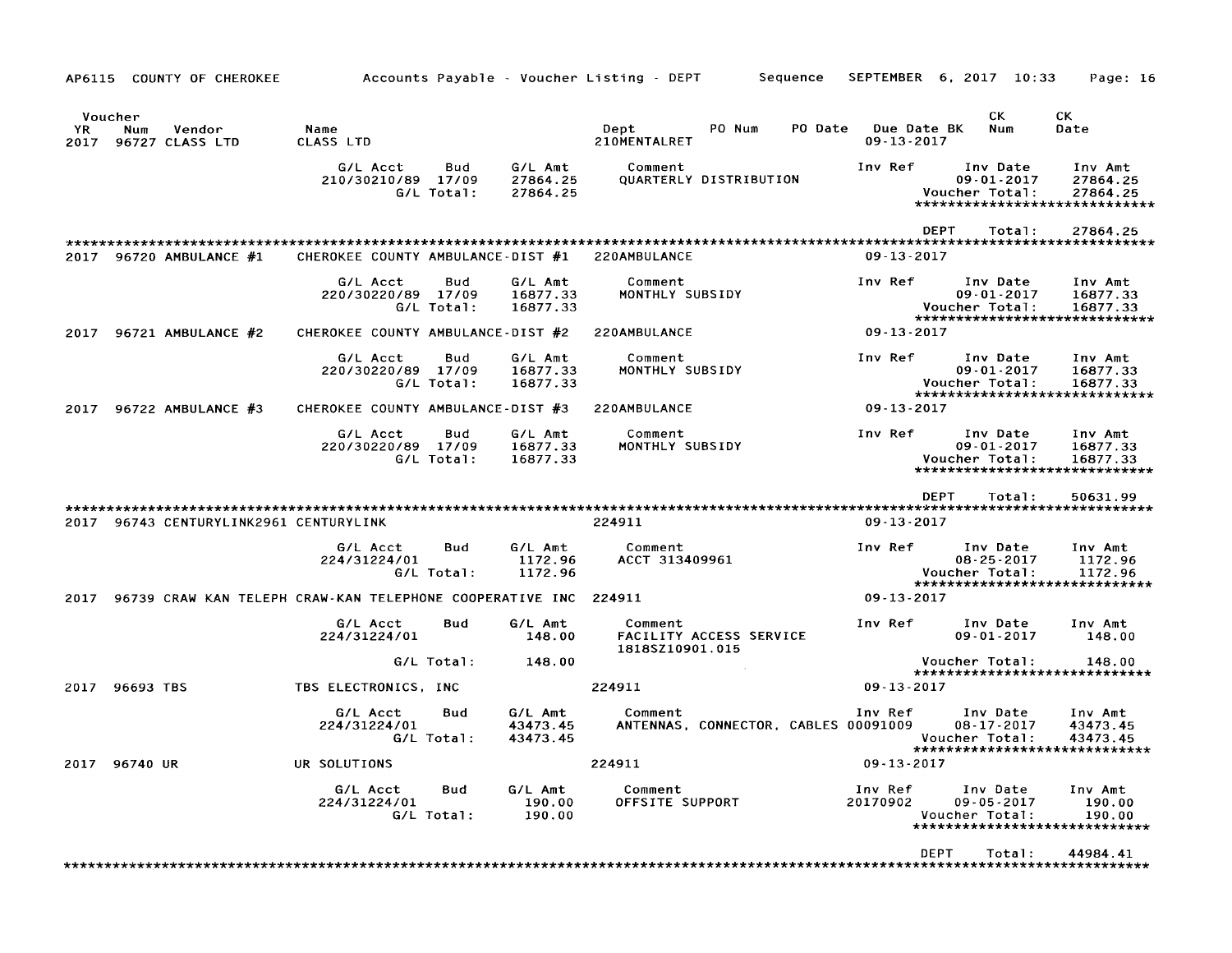AP6115 COUNTY OF CHEROKEE — Accounts Payable - Voucher Listing - DEPT — Sequence — SEPTEMBER 6, 2017 10:33

| Voucher YR | Num | Vendor | Name | Dept | PO Num | PO Date | Due Date BK | CK Num | CK Date |
|---|---|---|---|---|---|---|---|---|---|
| 2017 | 96727 | CLASS LTD | CLASS LTD | 210MENTALRET | | | 09-13-2017 | | |

| G/L Acct | Bud | G/L Amt | Comment | Inv Ref | Inv Date | Inv Amt |
|---|---|---|---|---|---|---|
| 210/30210/89 | 17/09 | 27864.25 | QUARTERLY DISTRIBUTION | | 09-01-2017 | 27864.25 |
| | G/L Total: | 27864.25 | | | Voucher Total: | 27864.25 |

DEPT Total: 27864.25

***

| YR | Num | Vendor | Name | Dept | Due Date |
|---|---|---|---|---|---|
| 2017 | 96720 | AMBULANCE #1 | CHEROKEE COUNTY AMBULANCE-DIST #1 | 220AMBULANCE | 09-13-2017 |

| G/L Acct | Bud | G/L Amt | Comment | Inv Ref | Inv Date | Inv Amt |
|---|---|---|---|---|---|---|
| 220/30220/89 | 17/09 | 16877.33 | MONTHLY SUBSIDY | | 09-01-2017 | 16877.33 |
| | G/L Total: | 16877.33 | | | Voucher Total: | 16877.33 |

| YR | Num | Vendor | Name | Dept | Due Date |
|---|---|---|---|---|---|
| 2017 | 96721 | AMBULANCE #2 | CHEROKEE COUNTY AMBULANCE-DIST #2 | 220AMBULANCE | 09-13-2017 |

| G/L Acct | Bud | G/L Amt | Comment | Inv Ref | Inv Date | Inv Amt |
|---|---|---|---|---|---|---|
| 220/30220/89 | 17/09 | 16877.33 | MONTHLY SUBSIDY | | 09-01-2017 | 16877.33 |
| | G/L Total: | 16877.33 | | | Voucher Total: | 16877.33 |

| YR | Num | Vendor | Name | Dept | Due Date |
|---|---|---|---|---|---|
| 2017 | 96722 | AMBULANCE #3 | CHEROKEE COUNTY AMBULANCE-DIST #3 | 220AMBULANCE | 09-13-2017 |

| G/L Acct | Bud | G/L Amt | Comment | Inv Ref | Inv Date | Inv Amt |
|---|---|---|---|---|---|---|
| 220/30220/89 | 17/09 | 16877.33 | MONTHLY SUBSIDY | | 09-01-2017 | 16877.33 |
| | G/L Total: | 16877.33 | | | Voucher Total: | 16877.33 |

DEPT Total: 50631.99

***

| YR | Num | Vendor | Name | Dept | Due Date |
|---|---|---|---|---|---|
| 2017 | 96743 | CENTURYLINK2961 | CENTURYLINK | 224911 | 09-13-2017 |

| G/L Acct | Bud | G/L Amt | Comment | Inv Ref | Inv Date | Inv Amt |
|---|---|---|---|---|---|---|
| 224/31224/01 | | 1172.96 | ACCT 313409961 | | 08-25-2017 | 1172.96 |
| | G/L Total: | 1172.96 | | | Voucher Total: | 1172.96 |

| YR | Num | Vendor | Name | Dept | Due Date |
|---|---|---|---|---|---|
| 2017 | 96739 | CRAW KAN TELEPH | CRAW-KAN TELEPHONE COOPERATIVE INC | 224911 | 09-13-2017 |

| G/L Acct | Bud | G/L Amt | Comment | Inv Ref | Inv Date | Inv Amt |
|---|---|---|---|---|---|---|
| 224/31224/01 | | 148.00 | FACILITY ACCESS SERVICE 1818SZ10901.015 | | 09-01-2017 | 148.00 |
| | G/L Total: | 148.00 | | | Voucher Total: | 148.00 |

| YR | Num | Vendor | Name | Dept | Due Date |
|---|---|---|---|---|---|
| 2017 | 96693 | TBS | TBS ELECTRONICS, INC | 224911 | 09-13-2017 |

| G/L Acct | Bud | G/L Amt | Comment | Inv Ref | Inv Date | Inv Amt |
|---|---|---|---|---|---|---|
| 224/31224/01 | | 43473.45 | ANTENNAS, CONNECTOR, CABLES | 00091009 | 08-17-2017 | 43473.45 |
| | G/L Total: | 43473.45 | | | Voucher Total: | 43473.45 |

| YR | Num | Vendor | Name | Dept | Due Date |
|---|---|---|---|---|---|
| 2017 | 96740 | UR | UR SOLUTIONS | 224911 | 09-13-2017 |

| G/L Acct | Bud | G/L Amt | Comment | Inv Ref | Inv Date | Inv Amt |
|---|---|---|---|---|---|---|
| 224/31224/01 | | 190.00 | OFFSITE SUPPORT | 20170902 | 09-05-2017 | 190.00 |
| | G/L Total: | 190.00 | | | Voucher Total: | 190.00 |

DEPT Total: 44984.41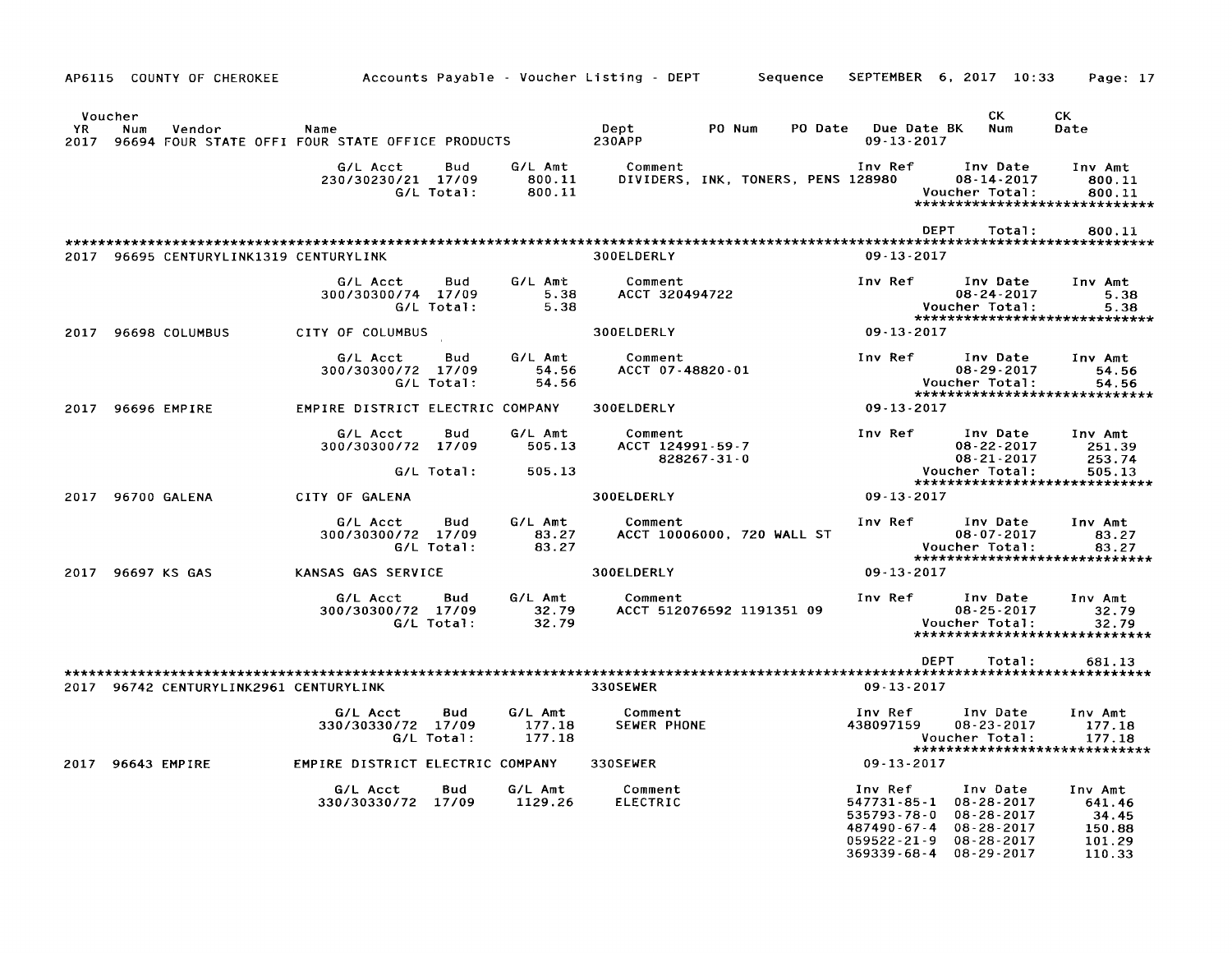AP6115 COUNTY OF CHEROKEE — Accounts Payable - Voucher Listing - DEPT — Sequence — SEPTEMBER 6, 2017 10:33 — Page: 17

| Voucher YR | Num | Vendor | Name | Dept | PO Num | PO Date | Due Date BK | CK Num | CK Date |
|---|---|---|---|---|---|---|---|---|---|
| 2017 | 96694 | FOUR STATE OFFI | FOUR STATE OFFICE PRODUCTS | 230APP | | | 09-13-2017 | | |

| G/L Acct | Bud | G/L Amt | Comment | Inv Ref | Inv Date | Inv Amt |
|---|---|---|---|---|---|---|
| 230/30230/21 | 17/09 | 800.11 | DIVIDERS, INK, TONERS, PENS | 128980 | 08-14-2017 | 800.11 |
| | G/L Total: | 800.11 | | | Voucher Total: | 800.11 |

DEPT Total: 800.11

| Voucher YR | Num | Vendor | Name | Dept | Due Date |
|---|---|---|---|---|---|
| 2017 | 96695 | CENTURYLINK1319 | CENTURYLINK | 300ELDERLY | 09-13-2017 |

| G/L Acct | Bud | G/L Amt | Comment | Inv Ref | Inv Date | Inv Amt |
|---|---|---|---|---|---|---|
| 300/30300/74 | 17/09 | 5.38 | ACCT 320494722 | | 08-24-2017 | 5.38 |
| | G/L Total: | 5.38 | | | Voucher Total: | 5.38 |

| Voucher YR | Num | Vendor | Name | Dept | Due Date |
|---|---|---|---|---|---|
| 2017 | 96698 | COLUMBUS | CITY OF COLUMBUS | 300ELDERLY | 09-13-2017 |

| G/L Acct | Bud | G/L Amt | Comment | Inv Ref | Inv Date | Inv Amt |
|---|---|---|---|---|---|---|
| 300/30300/72 | 17/09 | 54.56 | ACCT 07-48820-01 | | 08-29-2017 | 54.56 |
| | G/L Total: | 54.56 | | | Voucher Total: | 54.56 |

| Voucher YR | Num | Vendor | Name | Dept | Due Date |
|---|---|---|---|---|---|
| 2017 | 96696 | EMPIRE | EMPIRE DISTRICT ELECTRIC COMPANY | 300ELDERLY | 09-13-2017 |

| G/L Acct | Bud | G/L Amt | Comment | Inv Ref | Inv Date | Inv Amt |
|---|---|---|---|---|---|---|
| 300/30300/72 | 17/09 | 505.13 | ACCT 124991-59-7 | | 08-22-2017 | 251.39 |
| | | | 828267-31-0 | | 08-21-2017 | 253.74 |
| | G/L Total: | 505.13 | | | Voucher Total: | 505.13 |

| Voucher YR | Num | Vendor | Name | Dept | Due Date |
|---|---|---|---|---|---|
| 2017 | 96700 | GALENA | CITY OF GALENA | 300ELDERLY | 09-13-2017 |

| G/L Acct | Bud | G/L Amt | Comment | Inv Ref | Inv Date | Inv Amt |
|---|---|---|---|---|---|---|
| 300/30300/72 | 17/09 | 83.27 | ACCT 10006000, 720 WALL ST | | 08-07-2017 | 83.27 |
| | G/L Total: | 83.27 | | | Voucher Total: | 83.27 |

| Voucher YR | Num | Vendor | Name | Dept | Due Date |
|---|---|---|---|---|---|
| 2017 | 96697 | KS GAS | KANSAS GAS SERVICE | 300ELDERLY | 09-13-2017 |

| G/L Acct | Bud | G/L Amt | Comment | Inv Ref | Inv Date | Inv Amt |
|---|---|---|---|---|---|---|
| 300/30300/72 | 17/09 | 32.79 | ACCT 512076592 1191351 09 | | 08-25-2017 | 32.79 |
| | G/L Total: | 32.79 | | | Voucher Total: | 32.79 |

DEPT Total: 681.13

| Voucher YR | Num | Vendor | Name | Dept | Due Date |
|---|---|---|---|---|---|
| 2017 | 96742 | CENTURYLINK2961 | CENTURYLINK | 330SEWER | 09-13-2017 |

| G/L Acct | Bud | G/L Amt | Comment | Inv Ref | Inv Date | Inv Amt |
|---|---|---|---|---|---|---|
| 330/30330/72 | 17/09 | 177.18 | SEWER PHONE | 438097159 | 08-23-2017 | 177.18 |
| | G/L Total: | 177.18 | | | Voucher Total: | 177.18 |

| Voucher YR | Num | Vendor | Name | Dept | Due Date |
|---|---|---|---|---|---|
| 2017 | 96643 | EMPIRE | EMPIRE DISTRICT ELECTRIC COMPANY | 330SEWER | 09-13-2017 |

| G/L Acct | Bud | G/L Amt | Comment | Inv Ref | Inv Date | Inv Amt |
|---|---|---|---|---|---|---|
| 330/30330/72 | 17/09 | 1129.26 | ELECTRIC | 547731-85-1 | 08-28-2017 | 641.46 |
| | | | | 535793-78-0 | 08-28-2017 | 34.45 |
| | | | | 487490-67-4 | 08-28-2017 | 150.88 |
| | | | | 059522-21-9 | 08-28-2017 | 101.29 |
| | | | | 369339-68-4 | 08-29-2017 | 110.33 |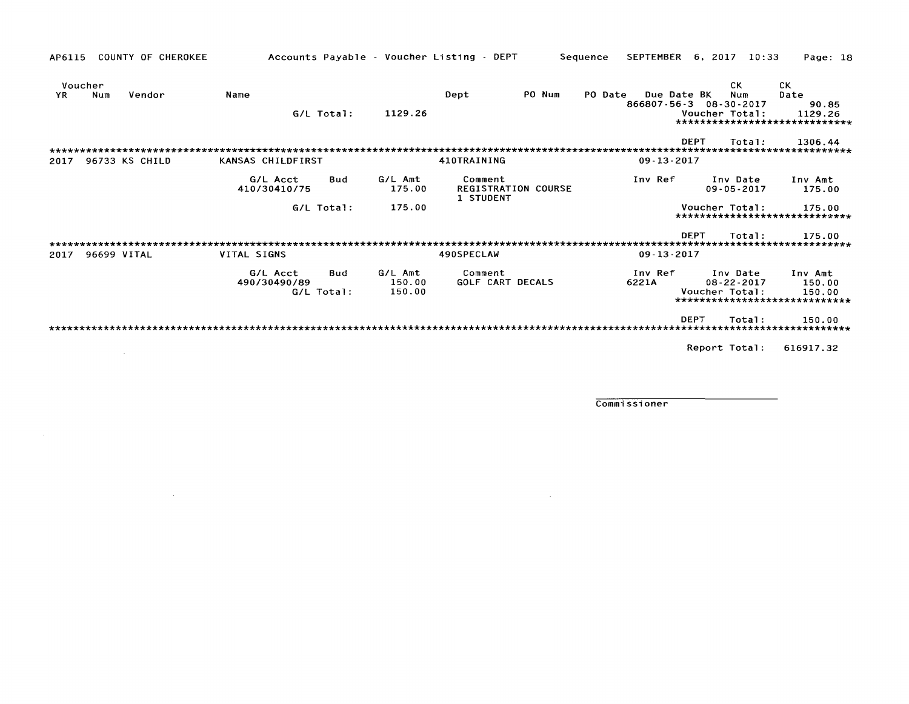AP6115 COUNTY OF CHEROKEE    Accounts Payable - Voucher Listing - DEPT    Sequence    SEPTEMBER 6, 2017 10:33

| Voucher YR | Num | Vendor | Name | | | Dept | PO Num | PO Date | Due Date BK | CK Num | CK Date |
|---|---|---|---|---|---|---|---|---|---|---|---|
| | | | | | | | | | 866807-56-3 | 08-30-2017 | 90.85 |
| | | | G/L Total: | | 1129.26 | | | | | Voucher Total: | 1129.26 |

DEPT Total: 1306.44

**2017 96733 KS CHILD — KANSAS CHILDFIRST — 410TRAINING — 09-13-2017**

| G/L Acct | Bud | G/L Amt | Comment | Inv Ref | Inv Date | Inv Amt |
|---|---|---|---|---|---|---|
| 410/30410/75 | | 175.00 | REGISTRATION COURSE 1 STUDENT | | 09-05-2017 | 175.00 |
| G/L Total: | | 175.00 | | | Voucher Total: | 175.00 |

DEPT Total: 175.00

**2017 96699 VITAL — VITAL SIGNS — 490SPECLAW — 09-13-2017**

| G/L Acct | Bud | G/L Amt | Comment | Inv Ref | Inv Date | Inv Amt |
|---|---|---|---|---|---|---|
| 490/30490/89 | | 150.00 | GOLF CART DECALS | 6221A | 08-22-2017 | 150.00 |
| G/L Total: | | 150.00 | | | Voucher Total: | 150.00 |

DEPT Total: 150.00

Report Total: 616917.32

Commissioner